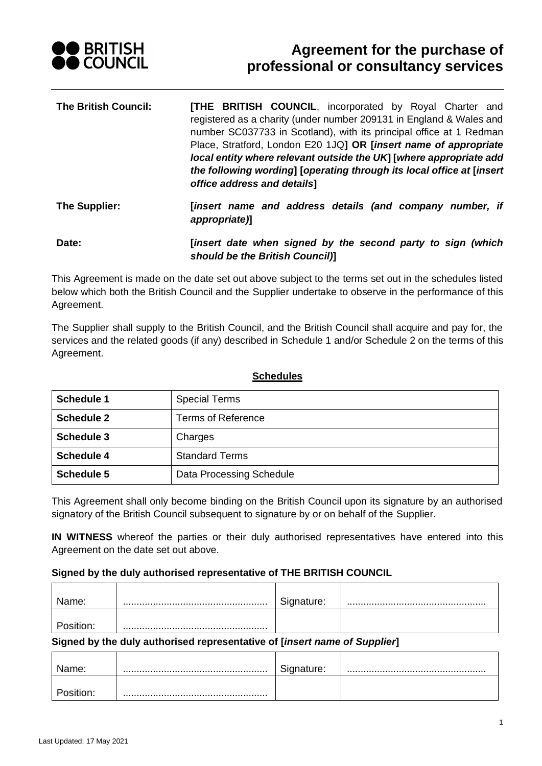# Agreement for the purchase of professional or consultancy services

| | |
|---|---|
| **The British Council:** | **[THE BRITISH COUNCIL**, incorporated by Royal Charter and registered as a charity (under number 209131 in England & Wales and number SC037733 in Scotland), with its principal office at 1 Redman Place, Stratford, London E20 1JQ**] OR [*insert name of appropriate local entity where relevant outside the UK*] [*where appropriate add the following wording*] [*operating through its local office at* [*insert office address and details*]** |
| **The Supplier:** | **[*insert name and address details (and company number, if appropriate)*]** |
| **Date:** | **[*insert date when signed by the second party to sign (which should be the British Council)*]** |

This Agreement is made on the date set out above subject to the terms set out in the schedules listed below which both the British Council and the Supplier undertake to observe in the performance of this Agreement.

The Supplier shall supply to the British Council, and the British Council shall acquire and pay for, the services and the related goods (if any) described in Schedule 1 and/or Schedule 2 on the terms of this Agreement.

**Schedules**

| | |
|---|---|
| **Schedule 1** | Special Terms |
| **Schedule 2** | Terms of Reference |
| **Schedule 3** | Charges |
| **Schedule 4** | Standard Terms |
| **Schedule 5** | Data Processing Schedule |

This Agreement shall only become binding on the British Council upon its signature by an authorised signatory of the British Council subsequent to signature by or on behalf of the Supplier.

**IN WITNESS** whereof the parties or their duly authorised representatives have entered into this Agreement on the date set out above.

**Signed by the duly authorised representative of THE BRITISH COUNCIL**

| | | | |
|---|---|---|---|
| Name: | .................................................... | Signature: | .................................................. |
| Position: | .................................................... | | |

**Signed by the duly authorised representative of [*insert name of Supplier*]**

| | | | |
|---|---|---|---|
| Name: | .................................................... | Signature: | .................................................. |
| Position: | .................................................... | | |

Last Updated: 17 May 2021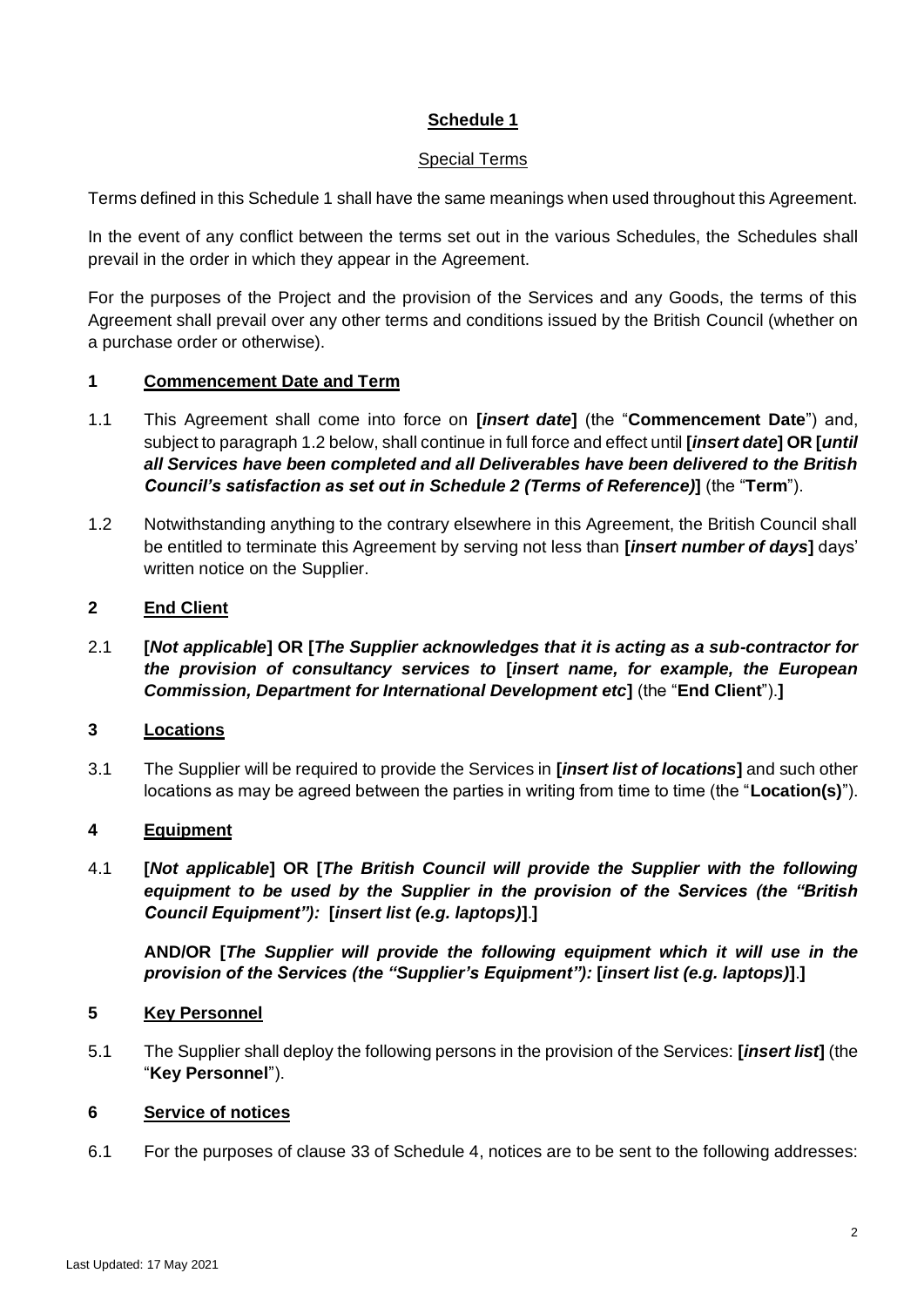## Schedule 1

Special Terms

Terms defined in this Schedule 1 shall have the same meanings when used throughout this Agreement.

In the event of any conflict between the terms set out in the various Schedules, the Schedules shall prevail in the order in which they appear in the Agreement.

For the purposes of the Project and the provision of the Services and any Goods, the terms of this Agreement shall prevail over any other terms and conditions issued by the British Council (whether on a purchase order or otherwise).

### 1 Commencement Date and Term

1.1 This Agreement shall come into force on **[*insert date*]** (the "**Commencement Date**") and, subject to paragraph 1.2 below, shall continue in full force and effect until **[*insert date*] OR [*until all Services have been completed and all Deliverables have been delivered to the British Council's satisfaction as set out in Schedule 2 (Terms of Reference)*]** (the "**Term**").

1.2 Notwithstanding anything to the contrary elsewhere in this Agreement, the British Council shall be entitled to terminate this Agreement by serving not less than **[*insert number of days*]** days' written notice on the Supplier.

### 2 End Client

2.1 **[*Not applicable*] OR [*The Supplier acknowledges that it is acting as a sub-contractor for the provision of consultancy services to* [*insert name, for example, the European Commission, Department for International Development etc*]** (the "**End Client**").**]**

### 3 Locations

3.1 The Supplier will be required to provide the Services in **[*insert list of locations*]** and such other locations as may be agreed between the parties in writing from time to time (the "**Location(s)**").

### 4 Equipment

4.1 **[*Not applicable*] OR [*The British Council will provide the Supplier with the following equipment to be used by the Supplier in the provision of the Services (the "British Council Equipment"):* [*insert list (e.g. laptops)*].]**

**AND/OR [*The Supplier will provide the following equipment which it will use in the provision of the Services (the "Supplier's Equipment"):* [*insert list (e.g. laptops)*].]**

### 5 Key Personnel

5.1 The Supplier shall deploy the following persons in the provision of the Services: **[*insert list*]** (the "**Key Personnel**").

### 6 Service of notices

6.1 For the purposes of clause 33 of Schedule 4, notices are to be sent to the following addresses: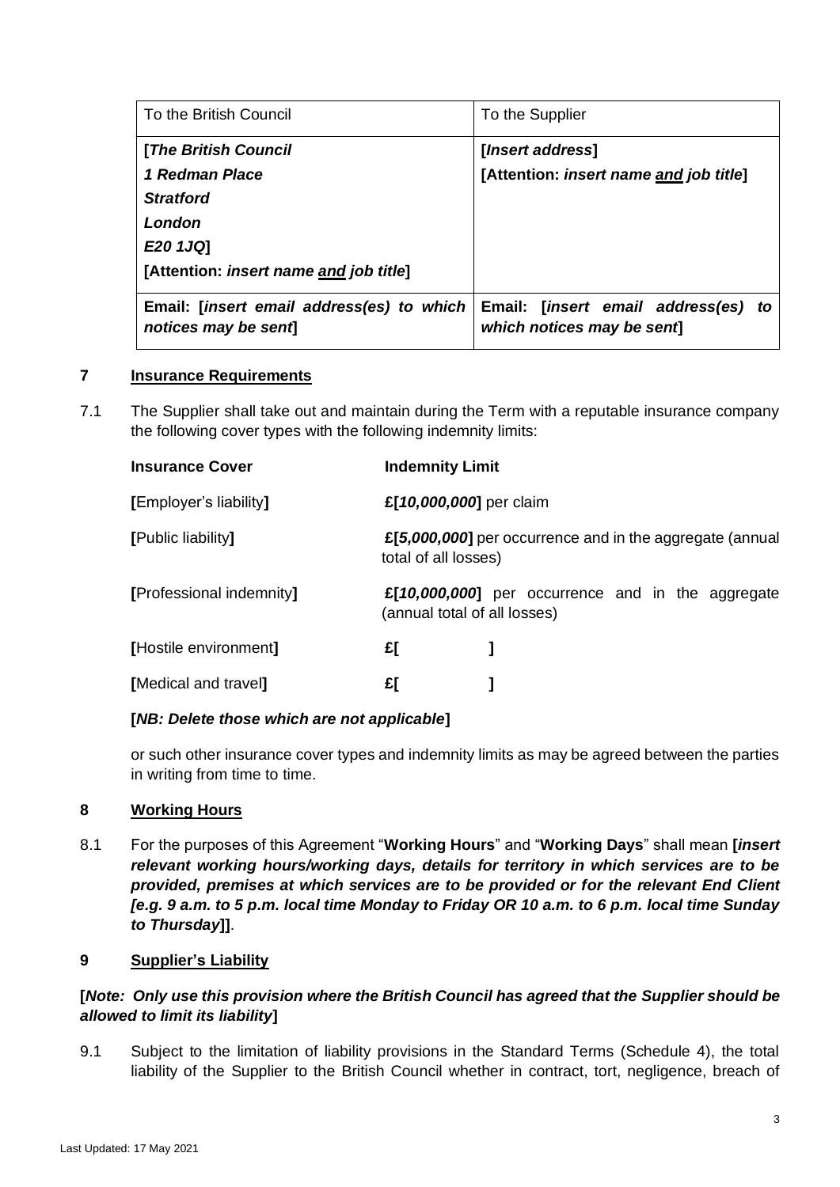| To the British Council | To the Supplier |
| --- | --- |
| **[*The British Council*<br>*1 Redman Place*<br>*Stratford*<br>*London*<br>*E20 1JQ*]<br>[Attention: *insert name and job title*]** | **[*Insert address*]<br>[Attention: *insert name and job title*]** |
| **Email: [*insert email address(es) to which notices may be sent*]** | **Email: [*insert email address(es) to which notices may be sent*]** |

## 7 Insurance Requirements

7.1 The Supplier shall take out and maintain during the Term with a reputable insurance company the following cover types with the following indemnity limits:

| **Insurance Cover** | **Indemnity Limit** |
| --- | --- |
| **[**Employer's liability**]** | **£[*10,000,000*]** per claim |
| **[**Public liability**]** | **£[*5,000,000*]** per occurrence and in the aggregate (annual total of all losses) |
| **[**Professional indemnity**]** | **£[*10,000,000*]** per occurrence and in the aggregate (annual total of all losses) |
| **[**Hostile environment**]** | **£[ ]** |
| **[**Medical and travel**]** | **£[ ]** |

**[*NB: Delete those which are not applicable*]**

or such other insurance cover types and indemnity limits as may be agreed between the parties in writing from time to time.

## 8 Working Hours

8.1 For the purposes of this Agreement "**Working Hours**" and "**Working Days**" shall mean **[*insert relevant working hours/working days, details for territory in which services are to be provided, premises at which services are to be provided or for the relevant End Client [e.g. 9 a.m. to 5 p.m. local time Monday to Friday OR 10 a.m. to 6 p.m. local time Sunday to Thursday*]]**.

## 9 Supplier's Liability

**[*Note: Only use this provision where the British Council has agreed that the Supplier should be allowed to limit its liability*]**

9.1 Subject to the limitation of liability provisions in the Standard Terms (Schedule 4), the total liability of the Supplier to the British Council whether in contract, tort, negligence, breach of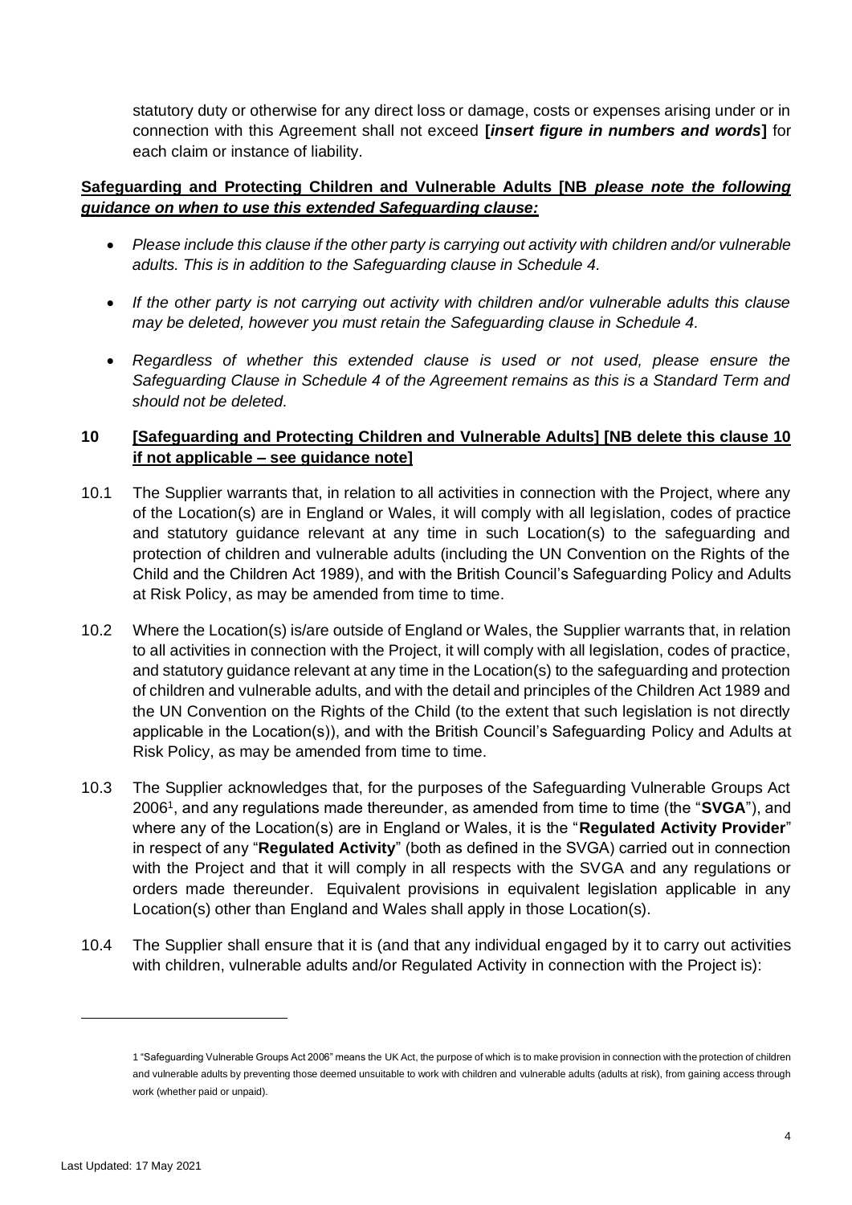statutory duty or otherwise for any direct loss or damage, costs or expenses arising under or in connection with this Agreement shall not exceed **[*insert figure in numbers and words*]** for each claim or instance of liability.

**<u>Safeguarding and Protecting Children and Vulnerable Adults [NB *please note the following guidance on when to use this extended Safeguarding clause:*</u>**

- *Please include this clause if the other party is carrying out activity with children and/or vulnerable adults. This is in addition to the Safeguarding clause in Schedule 4.*
- *If the other party is not carrying out activity with children and/or vulnerable adults this clause may be deleted, however you must retain the Safeguarding clause in Schedule 4.*
- *Regardless of whether this extended clause is used or not used, please ensure the Safeguarding Clause in Schedule 4 of the Agreement remains as this is a Standard Term and should not be deleted.*

## 10 <u>[Safeguarding and Protecting Children and Vulnerable Adults] [NB delete this clause 10 if not applicable – see guidance note]</u>

10.1 The Supplier warrants that, in relation to all activities in connection with the Project, where any of the Location(s) are in England or Wales, it will comply with all legislation, codes of practice and statutory guidance relevant at any time in such Location(s) to the safeguarding and protection of children and vulnerable adults (including the UN Convention on the Rights of the Child and the Children Act 1989), and with the British Council's Safeguarding Policy and Adults at Risk Policy, as may be amended from time to time.

10.2 Where the Location(s) is/are outside of England or Wales, the Supplier warrants that, in relation to all activities in connection with the Project, it will comply with all legislation, codes of practice, and statutory guidance relevant at any time in the Location(s) to the safeguarding and protection of children and vulnerable adults, and with the detail and principles of the Children Act 1989 and the UN Convention on the Rights of the Child (to the extent that such legislation is not directly applicable in the Location(s)), and with the British Council's Safeguarding Policy and Adults at Risk Policy, as may be amended from time to time.

10.3 The Supplier acknowledges that, for the purposes of the Safeguarding Vulnerable Groups Act 2006[1], and any regulations made thereunder, as amended from time to time (the "**SVGA**"), and where any of the Location(s) are in England or Wales, it is the "**Regulated Activity Provider**" in respect of any "**Regulated Activity**" (both as defined in the SVGA) carried out in connection with the Project and that it will comply in all respects with the SVGA and any regulations or orders made thereunder. Equivalent provisions in equivalent legislation applicable in any Location(s) other than England and Wales shall apply in those Location(s).

10.4 The Supplier shall ensure that it is (and that any individual engaged by it to carry out activities with children, vulnerable adults and/or Regulated Activity in connection with the Project is):

---

1 "Safeguarding Vulnerable Groups Act 2006" means the UK Act, the purpose of which is to make provision in connection with the protection of children and vulnerable adults by preventing those deemed unsuitable to work with children and vulnerable adults (adults at risk), from gaining access through work (whether paid or unpaid).

Last Updated: 17 May 2021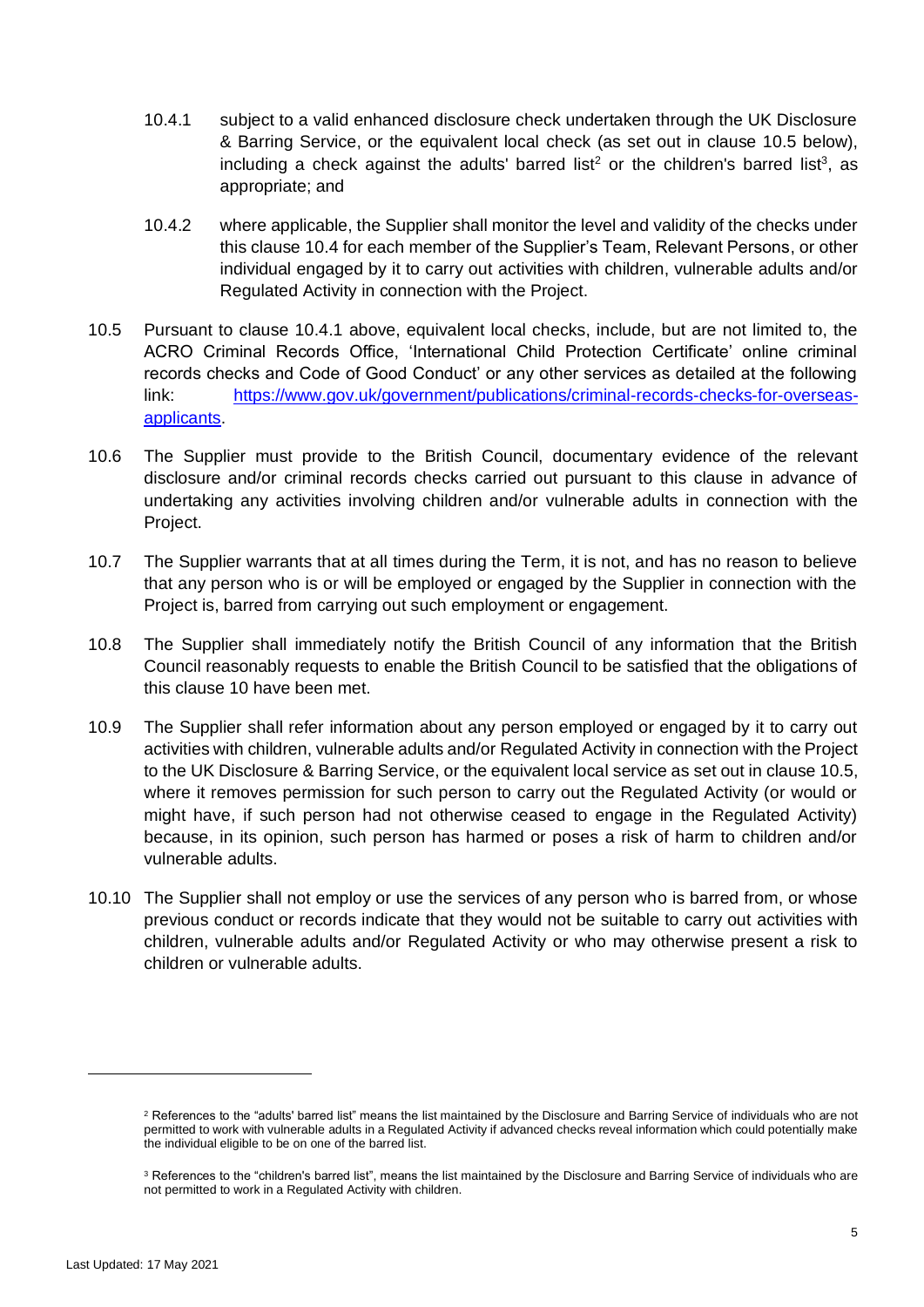10.4.1 subject to a valid enhanced disclosure check undertaken through the UK Disclosure & Barring Service, or the equivalent local check (as set out in clause 10.5 below), including a check against the adults' barred list[2] or the children's barred list[3], as appropriate; and

10.4.2 where applicable, the Supplier shall monitor the level and validity of the checks under this clause 10.4 for each member of the Supplier's Team, Relevant Persons, or other individual engaged by it to carry out activities with children, vulnerable adults and/or Regulated Activity in connection with the Project.

10.5 Pursuant to clause 10.4.1 above, equivalent local checks, include, but are not limited to, the ACRO Criminal Records Office, 'International Child Protection Certificate' online criminal records checks and Code of Good Conduct' or any other services as detailed at the following link: [https://www.gov.uk/government/publications/criminal-records-checks-for-overseas-applicants](https://www.gov.uk/government/publications/criminal-records-checks-for-overseas-applicants).

10.6 The Supplier must provide to the British Council, documentary evidence of the relevant disclosure and/or criminal records checks carried out pursuant to this clause in advance of undertaking any activities involving children and/or vulnerable adults in connection with the Project.

10.7 The Supplier warrants that at all times during the Term, it is not, and has no reason to believe that any person who is or will be employed or engaged by the Supplier in connection with the Project is, barred from carrying out such employment or engagement.

10.8 The Supplier shall immediately notify the British Council of any information that the British Council reasonably requests to enable the British Council to be satisfied that the obligations of this clause 10 have been met.

10.9 The Supplier shall refer information about any person employed or engaged by it to carry out activities with children, vulnerable adults and/or Regulated Activity in connection with the Project to the UK Disclosure & Barring Service, or the equivalent local service as set out in clause 10.5, where it removes permission for such person to carry out the Regulated Activity (or would or might have, if such person had not otherwise ceased to engage in the Regulated Activity) because, in its opinion, such person has harmed or poses a risk of harm to children and/or vulnerable adults.

10.10 The Supplier shall not employ or use the services of any person who is barred from, or whose previous conduct or records indicate that they would not be suitable to carry out activities with children, vulnerable adults and/or Regulated Activity or who may otherwise present a risk to children or vulnerable adults.

---

[2] References to the "adults' barred list" means the list maintained by the Disclosure and Barring Service of individuals who are not permitted to work with vulnerable adults in a Regulated Activity if advanced checks reveal information which could potentially make the individual eligible to be on one of the barred list.

[3] References to the "children's barred list", means the list maintained by the Disclosure and Barring Service of individuals who are not permitted to work in a Regulated Activity with children.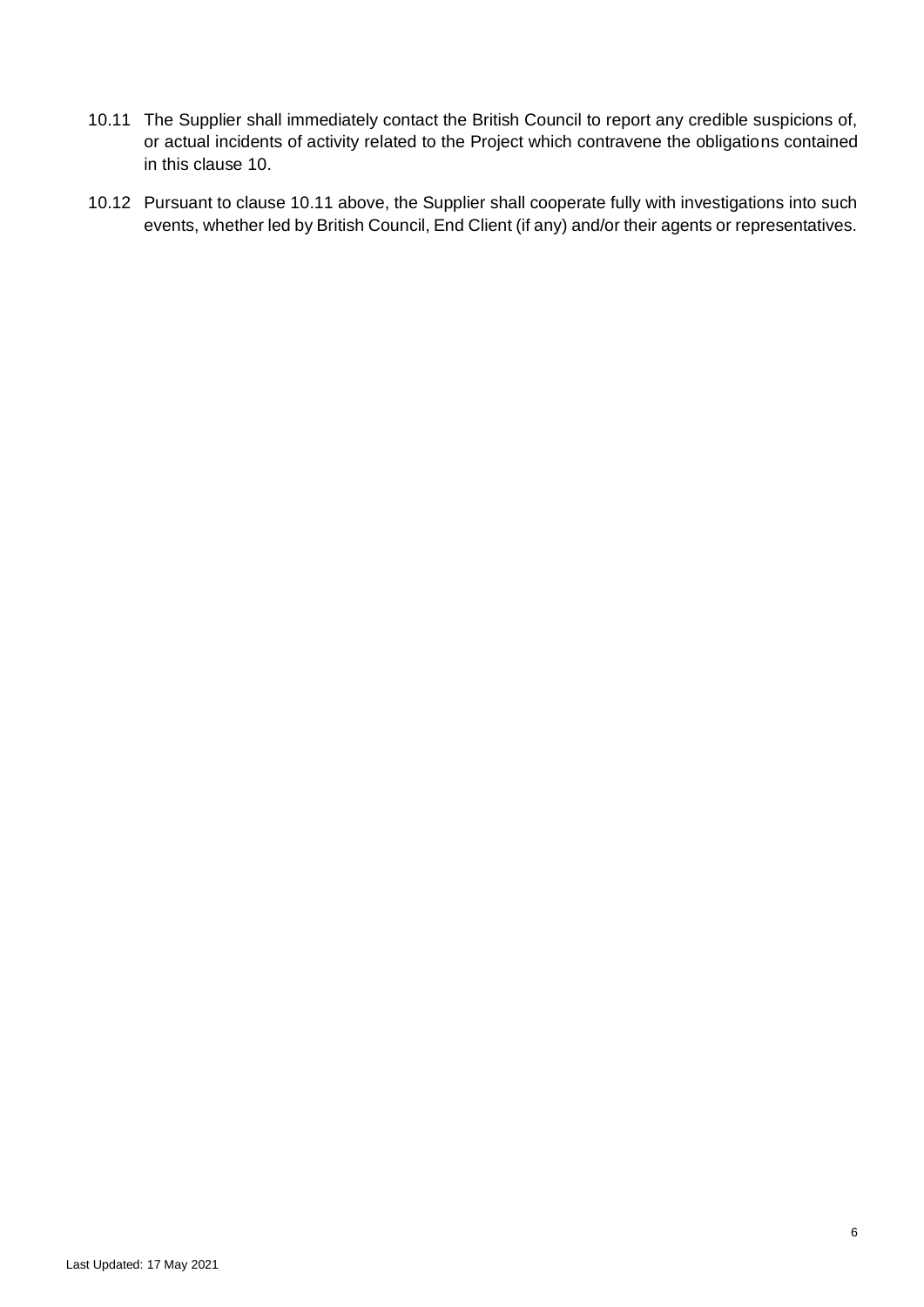10.11 The Supplier shall immediately contact the British Council to report any credible suspicions of, or actual incidents of activity related to the Project which contravene the obligations contained in this clause 10.

10.12 Pursuant to clause 10.11 above, the Supplier shall cooperate fully with investigations into such events, whether led by British Council, End Client (if any) and/or their agents or representatives.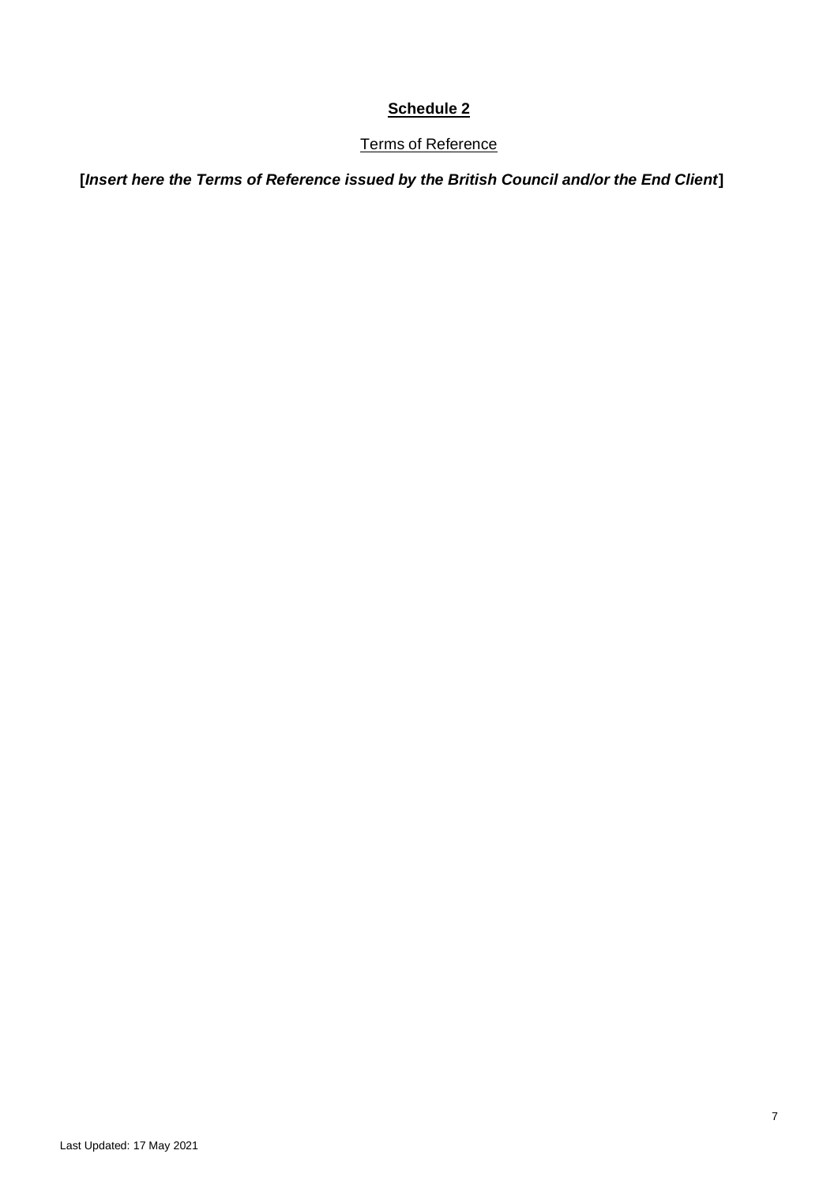## Schedule 2

Terms of Reference

**[*Insert here the Terms of Reference issued by the British Council and/or the End Client*]**

Last Updated: 17 May 2021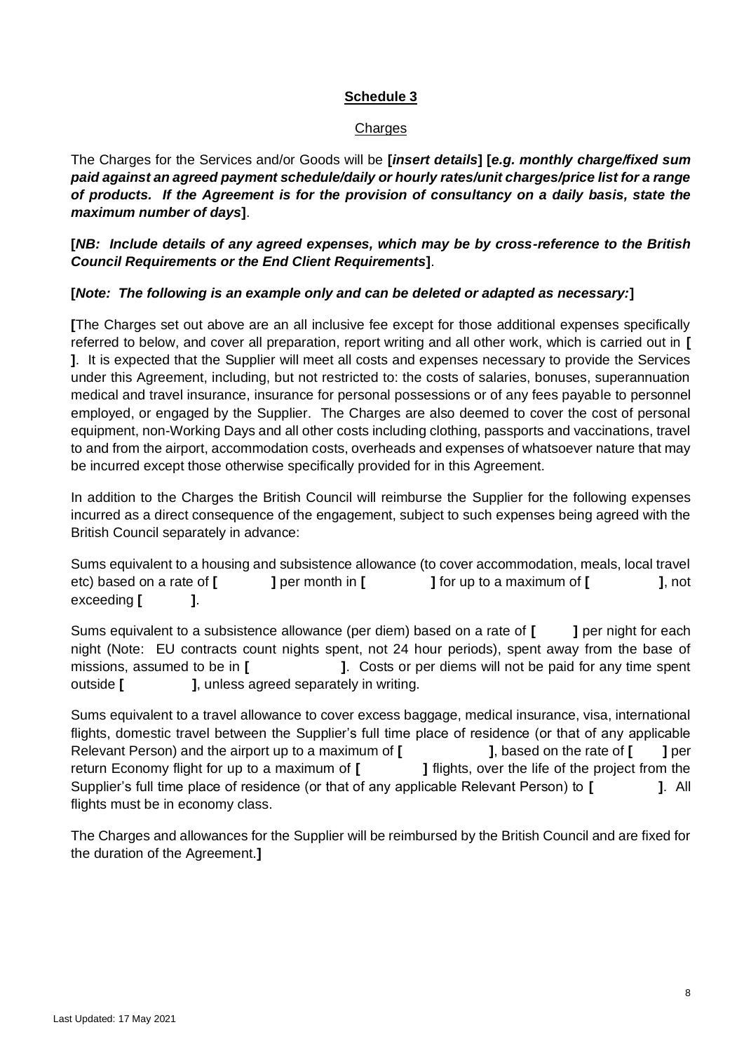**Schedule 3**

Charges

The Charges for the Services and/or Goods will be **[*insert details*] [*e.g. monthly charge/fixed sum paid against an agreed payment schedule/daily or hourly rates/unit charges/price list for a range of products. If the Agreement is for the provision of consultancy on a daily basis, state the maximum number of days*]**.

**[*NB: Include details of any agreed expenses, which may be by cross-reference to the British Council Requirements or the End Client Requirements*]**.

**[*Note: The following is an example only and can be deleted or adapted as necessary:*]**

**[**The Charges set out above are an all inclusive fee except for those additional expenses specifically referred to below, and cover all preparation, report writing and all other work, which is carried out in **[ ]**. It is expected that the Supplier will meet all costs and expenses necessary to provide the Services under this Agreement, including, but not restricted to: the costs of salaries, bonuses, superannuation medical and travel insurance, insurance for personal possessions or of any fees payable to personnel employed, or engaged by the Supplier. The Charges are also deemed to cover the cost of personal equipment, non-Working Days and all other costs including clothing, passports and vaccinations, travel to and from the airport, accommodation costs, overheads and expenses of whatsoever nature that may be incurred except those otherwise specifically provided for in this Agreement.

In addition to the Charges the British Council will reimburse the Supplier for the following expenses incurred as a direct consequence of the engagement, subject to such expenses being agreed with the British Council separately in advance:

Sums equivalent to a housing and subsistence allowance (to cover accommodation, meals, local travel etc) based on a rate of **[ ]** per month in **[ ]** for up to a maximum of **[ ]**, not exceeding **[ ]**.

Sums equivalent to a subsistence allowance (per diem) based on a rate of **[ ]** per night for each night (Note: EU contracts count nights spent, not 24 hour periods), spent away from the base of missions, assumed to be in **[ ]**. Costs or per diems will not be paid for any time spent outside **[ ]**, unless agreed separately in writing.

Sums equivalent to a travel allowance to cover excess baggage, medical insurance, visa, international flights, domestic travel between the Supplier's full time place of residence (or that of any applicable Relevant Person) and the airport up to a maximum of **[ ]**, based on the rate of **[ ]** per return Economy flight for up to a maximum of **[ ]** flights, over the life of the project from the Supplier's full time place of residence (or that of any applicable Relevant Person) to **[ ]**. All flights must be in economy class.

The Charges and allowances for the Supplier will be reimbursed by the British Council and are fixed for the duration of the Agreement.**]**

Last Updated: 17 May 2021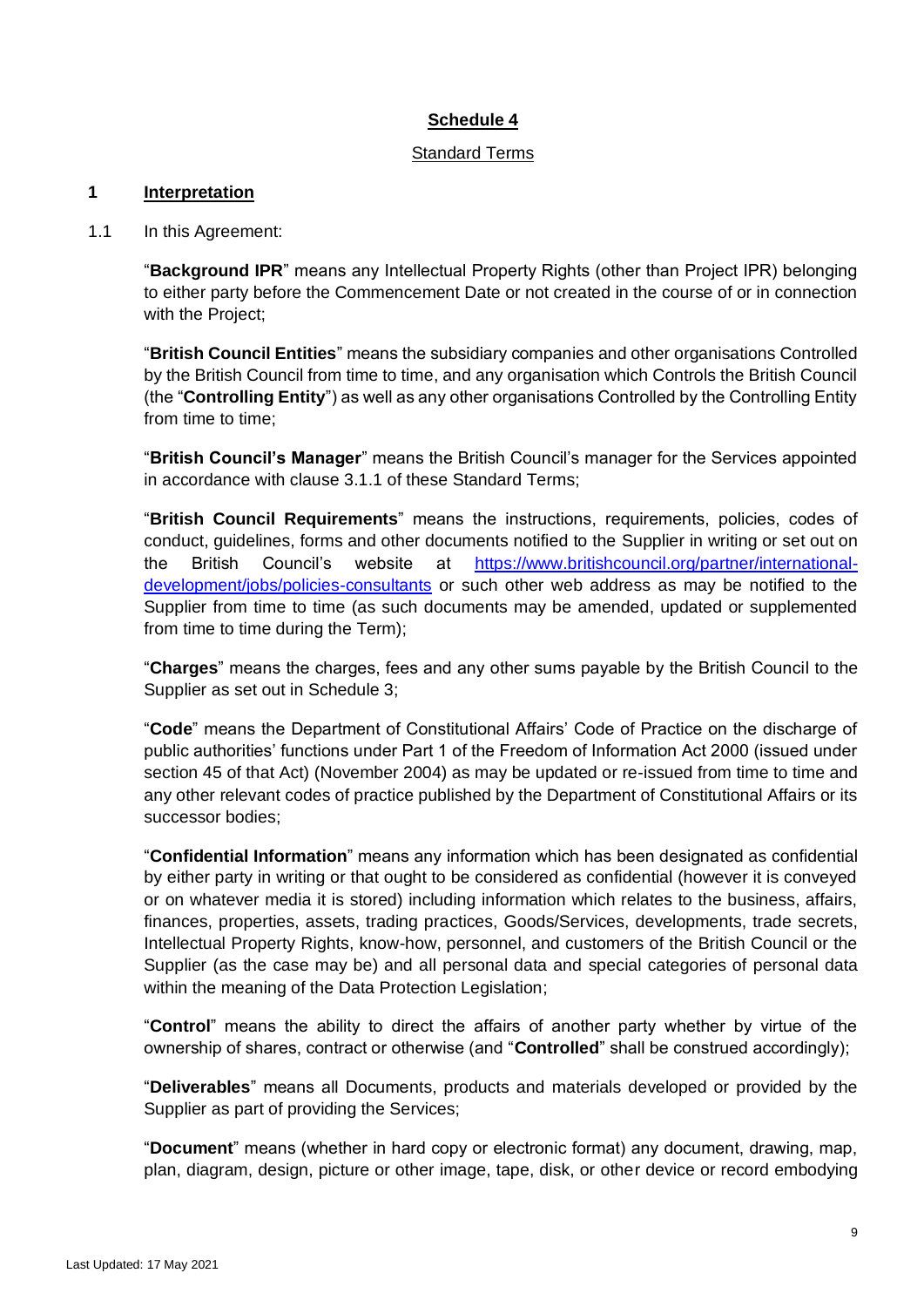## Schedule 4

Standard Terms

### 1 Interpretation

1.1 In this Agreement:

"**Background IPR**" means any Intellectual Property Rights (other than Project IPR) belonging to either party before the Commencement Date or not created in the course of or in connection with the Project;

"**British Council Entities**" means the subsidiary companies and other organisations Controlled by the British Council from time to time, and any organisation which Controls the British Council (the "**Controlling Entity**") as well as any other organisations Controlled by the Controlling Entity from time to time;

"**British Council's Manager**" means the British Council's manager for the Services appointed in accordance with clause 3.1.1 of these Standard Terms;

"**British Council Requirements**" means the instructions, requirements, policies, codes of conduct, guidelines, forms and other documents notified to the Supplier in writing or set out on the British Council's website at [https://www.britishcouncil.org/partner/international-development/jobs/policies-consultants](https://www.britishcouncil.org/partner/international-development/jobs/policies-consultants) or such other web address as may be notified to the Supplier from time to time (as such documents may be amended, updated or supplemented from time to time during the Term);

"**Charges**" means the charges, fees and any other sums payable by the British Council to the Supplier as set out in Schedule 3;

"**Code**" means the Department of Constitutional Affairs' Code of Practice on the discharge of public authorities' functions under Part 1 of the Freedom of Information Act 2000 (issued under section 45 of that Act) (November 2004) as may be updated or re-issued from time to time and any other relevant codes of practice published by the Department of Constitutional Affairs or its successor bodies;

"**Confidential Information**" means any information which has been designated as confidential by either party in writing or that ought to be considered as confidential (however it is conveyed or on whatever media it is stored) including information which relates to the business, affairs, finances, properties, assets, trading practices, Goods/Services, developments, trade secrets, Intellectual Property Rights, know-how, personnel, and customers of the British Council or the Supplier (as the case may be) and all personal data and special categories of personal data within the meaning of the Data Protection Legislation;

"**Control**" means the ability to direct the affairs of another party whether by virtue of the ownership of shares, contract or otherwise (and "**Controlled**" shall be construed accordingly);

"**Deliverables**" means all Documents, products and materials developed or provided by the Supplier as part of providing the Services;

"**Document**" means (whether in hard copy or electronic format) any document, drawing, map, plan, diagram, design, picture or other image, tape, disk, or other device or record embodying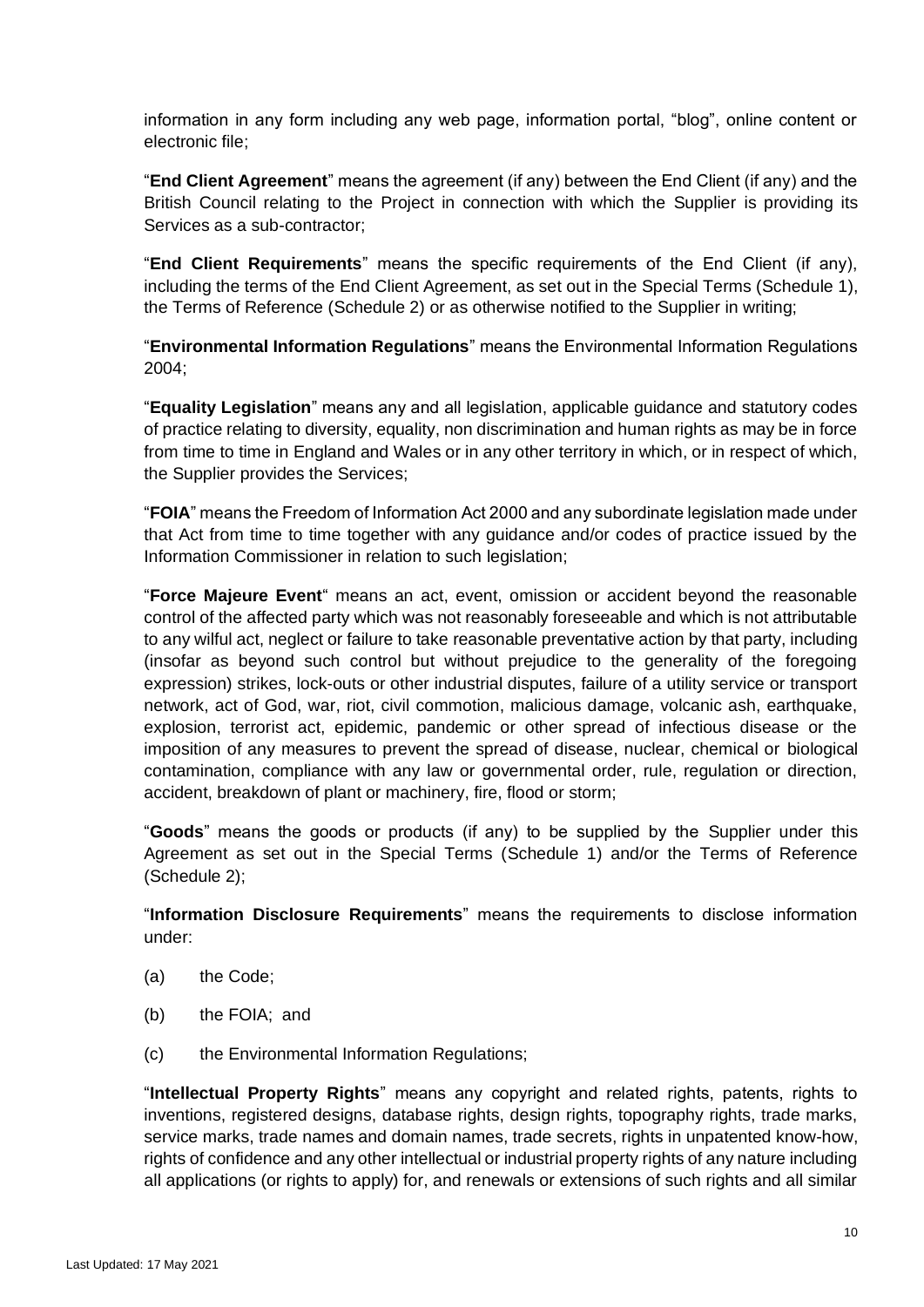information in any form including any web page, information portal, "blog", online content or electronic file;

"**End Client Agreement**" means the agreement (if any) between the End Client (if any) and the British Council relating to the Project in connection with which the Supplier is providing its Services as a sub-contractor;

"**End Client Requirements**" means the specific requirements of the End Client (if any), including the terms of the End Client Agreement, as set out in the Special Terms (Schedule 1), the Terms of Reference (Schedule 2) or as otherwise notified to the Supplier in writing;

"**Environmental Information Regulations**" means the Environmental Information Regulations 2004;

"**Equality Legislation**" means any and all legislation, applicable guidance and statutory codes of practice relating to diversity, equality, non discrimination and human rights as may be in force from time to time in England and Wales or in any other territory in which, or in respect of which, the Supplier provides the Services;

"**FOIA**" means the Freedom of Information Act 2000 and any subordinate legislation made under that Act from time to time together with any guidance and/or codes of practice issued by the Information Commissioner in relation to such legislation;

"**Force Majeure Event**" means an act, event, omission or accident beyond the reasonable control of the affected party which was not reasonably foreseeable and which is not attributable to any wilful act, neglect or failure to take reasonable preventative action by that party, including (insofar as beyond such control but without prejudice to the generality of the foregoing expression) strikes, lock-outs or other industrial disputes, failure of a utility service or transport network, act of God, war, riot, civil commotion, malicious damage, volcanic ash, earthquake, explosion, terrorist act, epidemic, pandemic or other spread of infectious disease or the imposition of any measures to prevent the spread of disease, nuclear, chemical or biological contamination, compliance with any law or governmental order, rule, regulation or direction, accident, breakdown of plant or machinery, fire, flood or storm;

"**Goods**" means the goods or products (if any) to be supplied by the Supplier under this Agreement as set out in the Special Terms (Schedule 1) and/or the Terms of Reference (Schedule 2);

"**Information Disclosure Requirements**" means the requirements to disclose information under:

(a) the Code;

(b) the FOIA; and

(c) the Environmental Information Regulations;

"**Intellectual Property Rights**" means any copyright and related rights, patents, rights to inventions, registered designs, database rights, design rights, topography rights, trade marks, service marks, trade names and domain names, trade secrets, rights in unpatented know-how, rights of confidence and any other intellectual or industrial property rights of any nature including all applications (or rights to apply) for, and renewals or extensions of such rights and all similar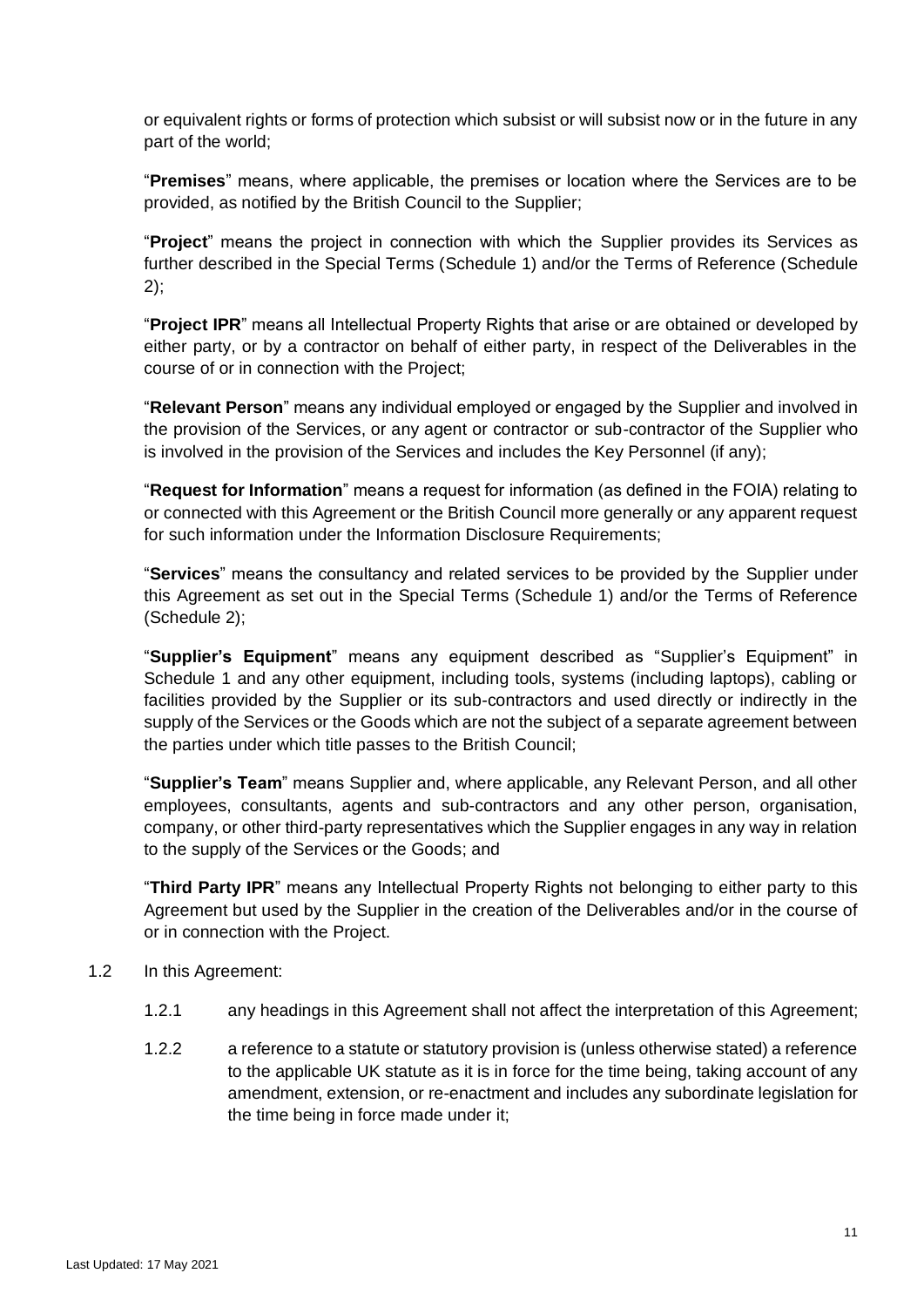or equivalent rights or forms of protection which subsist or will subsist now or in the future in any part of the world;

"**Premises**" means, where applicable, the premises or location where the Services are to be provided, as notified by the British Council to the Supplier;

"**Project**" means the project in connection with which the Supplier provides its Services as further described in the Special Terms (Schedule 1) and/or the Terms of Reference (Schedule 2);

"**Project IPR**" means all Intellectual Property Rights that arise or are obtained or developed by either party, or by a contractor on behalf of either party, in respect of the Deliverables in the course of or in connection with the Project;

"**Relevant Person**" means any individual employed or engaged by the Supplier and involved in the provision of the Services, or any agent or contractor or sub-contractor of the Supplier who is involved in the provision of the Services and includes the Key Personnel (if any);

"**Request for Information**" means a request for information (as defined in the FOIA) relating to or connected with this Agreement or the British Council more generally or any apparent request for such information under the Information Disclosure Requirements;

"**Services**" means the consultancy and related services to be provided by the Supplier under this Agreement as set out in the Special Terms (Schedule 1) and/or the Terms of Reference (Schedule 2);

"**Supplier's Equipment**" means any equipment described as "Supplier's Equipment" in Schedule 1 and any other equipment, including tools, systems (including laptops), cabling or facilities provided by the Supplier or its sub-contractors and used directly or indirectly in the supply of the Services or the Goods which are not the subject of a separate agreement between the parties under which title passes to the British Council;

"**Supplier's Team**" means Supplier and, where applicable, any Relevant Person, and all other employees, consultants, agents and sub-contractors and any other person, organisation, company, or other third-party representatives which the Supplier engages in any way in relation to the supply of the Services or the Goods; and

"**Third Party IPR**" means any Intellectual Property Rights not belonging to either party to this Agreement but used by the Supplier in the creation of the Deliverables and/or in the course of or in connection with the Project.

1.2 In this Agreement:

1.2.1 any headings in this Agreement shall not affect the interpretation of this Agreement;

1.2.2 a reference to a statute or statutory provision is (unless otherwise stated) a reference to the applicable UK statute as it is in force for the time being, taking account of any amendment, extension, or re-enactment and includes any subordinate legislation for the time being in force made under it;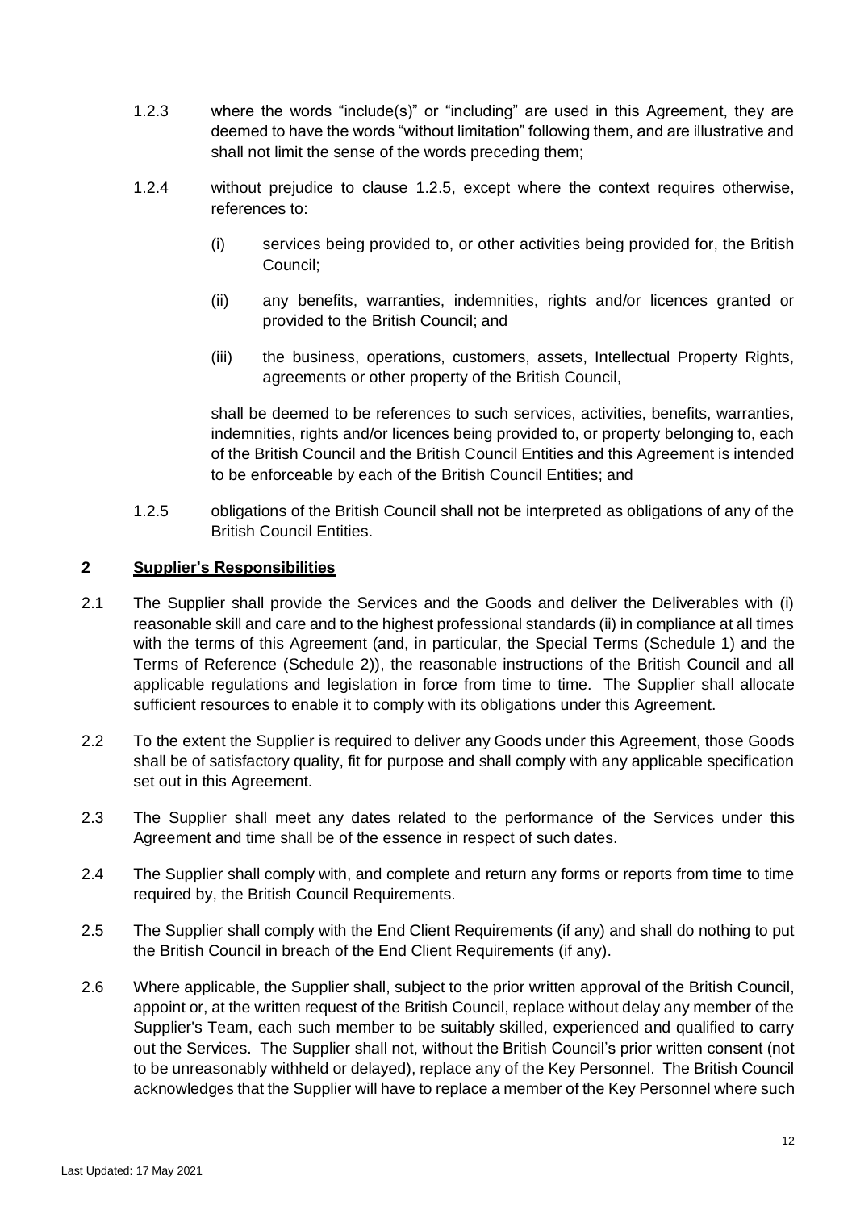1.2.3 where the words "include(s)" or "including" are used in this Agreement, they are deemed to have the words "without limitation" following them, and are illustrative and shall not limit the sense of the words preceding them;

1.2.4 without prejudice to clause 1.2.5, except where the context requires otherwise, references to:

(i) services being provided to, or other activities being provided for, the British Council;

(ii) any benefits, warranties, indemnities, rights and/or licences granted or provided to the British Council; and

(iii) the business, operations, customers, assets, Intellectual Property Rights, agreements or other property of the British Council,

shall be deemed to be references to such services, activities, benefits, warranties, indemnities, rights and/or licences being provided to, or property belonging to, each of the British Council and the British Council Entities and this Agreement is intended to be enforceable by each of the British Council Entities; and

1.2.5 obligations of the British Council shall not be interpreted as obligations of any of the British Council Entities.

## 2 Supplier's Responsibilities

2.1 The Supplier shall provide the Services and the Goods and deliver the Deliverables with (i) reasonable skill and care and to the highest professional standards (ii) in compliance at all times with the terms of this Agreement (and, in particular, the Special Terms (Schedule 1) and the Terms of Reference (Schedule 2)), the reasonable instructions of the British Council and all applicable regulations and legislation in force from time to time. The Supplier shall allocate sufficient resources to enable it to comply with its obligations under this Agreement.

2.2 To the extent the Supplier is required to deliver any Goods under this Agreement, those Goods shall be of satisfactory quality, fit for purpose and shall comply with any applicable specification set out in this Agreement.

2.3 The Supplier shall meet any dates related to the performance of the Services under this Agreement and time shall be of the essence in respect of such dates.

2.4 The Supplier shall comply with, and complete and return any forms or reports from time to time required by, the British Council Requirements.

2.5 The Supplier shall comply with the End Client Requirements (if any) and shall do nothing to put the British Council in breach of the End Client Requirements (if any).

2.6 Where applicable, the Supplier shall, subject to the prior written approval of the British Council, appoint or, at the written request of the British Council, replace without delay any member of the Supplier's Team, each such member to be suitably skilled, experienced and qualified to carry out the Services. The Supplier shall not, without the British Council's prior written consent (not to be unreasonably withheld or delayed), replace any of the Key Personnel. The British Council acknowledges that the Supplier will have to replace a member of the Key Personnel where such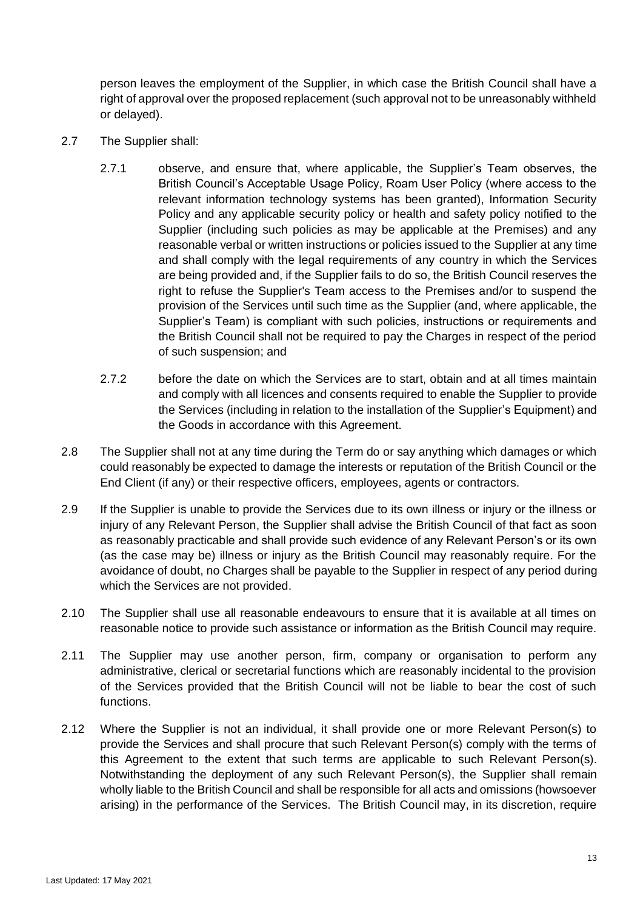person leaves the employment of the Supplier, in which case the British Council shall have a right of approval over the proposed replacement (such approval not to be unreasonably withheld or delayed).

2.7 The Supplier shall:

2.7.1 observe, and ensure that, where applicable, the Supplier's Team observes, the British Council's Acceptable Usage Policy, Roam User Policy (where access to the relevant information technology systems has been granted), Information Security Policy and any applicable security policy or health and safety policy notified to the Supplier (including such policies as may be applicable at the Premises) and any reasonable verbal or written instructions or policies issued to the Supplier at any time and shall comply with the legal requirements of any country in which the Services are being provided and, if the Supplier fails to do so, the British Council reserves the right to refuse the Supplier's Team access to the Premises and/or to suspend the provision of the Services until such time as the Supplier (and, where applicable, the Supplier's Team) is compliant with such policies, instructions or requirements and the British Council shall not be required to pay the Charges in respect of the period of such suspension; and

2.7.2 before the date on which the Services are to start, obtain and at all times maintain and comply with all licences and consents required to enable the Supplier to provide the Services (including in relation to the installation of the Supplier's Equipment) and the Goods in accordance with this Agreement.

2.8 The Supplier shall not at any time during the Term do or say anything which damages or which could reasonably be expected to damage the interests or reputation of the British Council or the End Client (if any) or their respective officers, employees, agents or contractors.

2.9 If the Supplier is unable to provide the Services due to its own illness or injury or the illness or injury of any Relevant Person, the Supplier shall advise the British Council of that fact as soon as reasonably practicable and shall provide such evidence of any Relevant Person's or its own (as the case may be) illness or injury as the British Council may reasonably require. For the avoidance of doubt, no Charges shall be payable to the Supplier in respect of any period during which the Services are not provided.

2.10 The Supplier shall use all reasonable endeavours to ensure that it is available at all times on reasonable notice to provide such assistance or information as the British Council may require.

2.11 The Supplier may use another person, firm, company or organisation to perform any administrative, clerical or secretarial functions which are reasonably incidental to the provision of the Services provided that the British Council will not be liable to bear the cost of such functions.

2.12 Where the Supplier is not an individual, it shall provide one or more Relevant Person(s) to provide the Services and shall procure that such Relevant Person(s) comply with the terms of this Agreement to the extent that such terms are applicable to such Relevant Person(s). Notwithstanding the deployment of any such Relevant Person(s), the Supplier shall remain wholly liable to the British Council and shall be responsible for all acts and omissions (howsoever arising) in the performance of the Services. The British Council may, in its discretion, require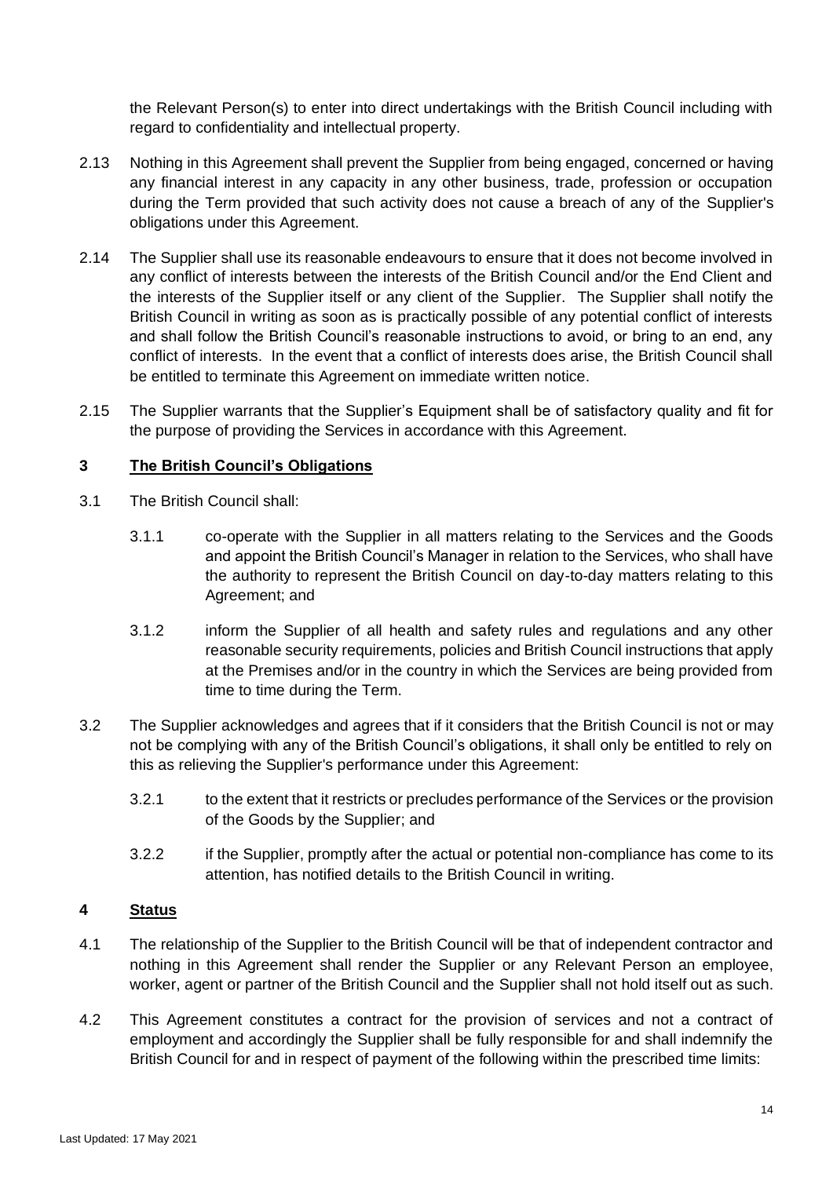the Relevant Person(s) to enter into direct undertakings with the British Council including with regard to confidentiality and intellectual property.

2.13 Nothing in this Agreement shall prevent the Supplier from being engaged, concerned or having any financial interest in any capacity in any other business, trade, profession or occupation during the Term provided that such activity does not cause a breach of any of the Supplier's obligations under this Agreement.

2.14 The Supplier shall use its reasonable endeavours to ensure that it does not become involved in any conflict of interests between the interests of the British Council and/or the End Client and the interests of the Supplier itself or any client of the Supplier. The Supplier shall notify the British Council in writing as soon as is practically possible of any potential conflict of interests and shall follow the British Council's reasonable instructions to avoid, or bring to an end, any conflict of interests. In the event that a conflict of interests does arise, the British Council shall be entitled to terminate this Agreement on immediate written notice.

2.15 The Supplier warrants that the Supplier's Equipment shall be of satisfactory quality and fit for the purpose of providing the Services in accordance with this Agreement.

## 3 <u>The British Council's Obligations</u>

3.1 The British Council shall:

3.1.1 co-operate with the Supplier in all matters relating to the Services and the Goods and appoint the British Council's Manager in relation to the Services, who shall have the authority to represent the British Council on day-to-day matters relating to this Agreement; and

3.1.2 inform the Supplier of all health and safety rules and regulations and any other reasonable security requirements, policies and British Council instructions that apply at the Premises and/or in the country in which the Services are being provided from time to time during the Term.

3.2 The Supplier acknowledges and agrees that if it considers that the British Council is not or may not be complying with any of the British Council's obligations, it shall only be entitled to rely on this as relieving the Supplier's performance under this Agreement:

3.2.1 to the extent that it restricts or precludes performance of the Services or the provision of the Goods by the Supplier; and

3.2.2 if the Supplier, promptly after the actual or potential non-compliance has come to its attention, has notified details to the British Council in writing.

## 4 <u>Status</u>

4.1 The relationship of the Supplier to the British Council will be that of independent contractor and nothing in this Agreement shall render the Supplier or any Relevant Person an employee, worker, agent or partner of the British Council and the Supplier shall not hold itself out as such.

4.2 This Agreement constitutes a contract for the provision of services and not a contract of employment and accordingly the Supplier shall be fully responsible for and shall indemnify the British Council for and in respect of payment of the following within the prescribed time limits: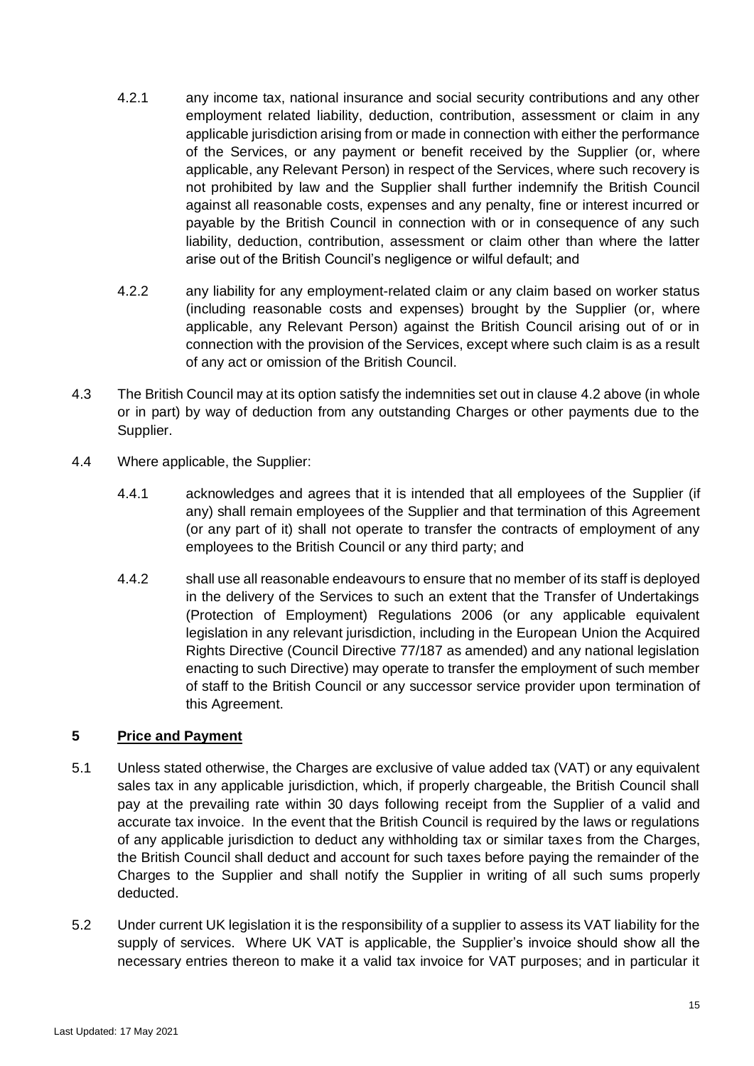4.2.1 any income tax, national insurance and social security contributions and any other employment related liability, deduction, contribution, assessment or claim in any applicable jurisdiction arising from or made in connection with either the performance of the Services, or any payment or benefit received by the Supplier (or, where applicable, any Relevant Person) in respect of the Services, where such recovery is not prohibited by law and the Supplier shall further indemnify the British Council against all reasonable costs, expenses and any penalty, fine or interest incurred or payable by the British Council in connection with or in consequence of any such liability, deduction, contribution, assessment or claim other than where the latter arise out of the British Council's negligence or wilful default; and

4.2.2 any liability for any employment-related claim or any claim based on worker status (including reasonable costs and expenses) brought by the Supplier (or, where applicable, any Relevant Person) against the British Council arising out of or in connection with the provision of the Services, except where such claim is as a result of any act or omission of the British Council.

4.3 The British Council may at its option satisfy the indemnities set out in clause 4.2 above (in whole or in part) by way of deduction from any outstanding Charges or other payments due to the Supplier.

4.4 Where applicable, the Supplier:

4.4.1 acknowledges and agrees that it is intended that all employees of the Supplier (if any) shall remain employees of the Supplier and that termination of this Agreement (or any part of it) shall not operate to transfer the contracts of employment of any employees to the British Council or any third party; and

4.4.2 shall use all reasonable endeavours to ensure that no member of its staff is deployed in the delivery of the Services to such an extent that the Transfer of Undertakings (Protection of Employment) Regulations 2006 (or any applicable equivalent legislation in any relevant jurisdiction, including in the European Union the Acquired Rights Directive (Council Directive 77/187 as amended) and any national legislation enacting to such Directive) may operate to transfer the employment of such member of staff to the British Council or any successor service provider upon termination of this Agreement.

## 5 Price and Payment

5.1 Unless stated otherwise, the Charges are exclusive of value added tax (VAT) or any equivalent sales tax in any applicable jurisdiction, which, if properly chargeable, the British Council shall pay at the prevailing rate within 30 days following receipt from the Supplier of a valid and accurate tax invoice. In the event that the British Council is required by the laws or regulations of any applicable jurisdiction to deduct any withholding tax or similar taxes from the Charges, the British Council shall deduct and account for such taxes before paying the remainder of the Charges to the Supplier and shall notify the Supplier in writing of all such sums properly deducted.

5.2 Under current UK legislation it is the responsibility of a supplier to assess its VAT liability for the supply of services. Where UK VAT is applicable, the Supplier's invoice should show all the necessary entries thereon to make it a valid tax invoice for VAT purposes; and in particular it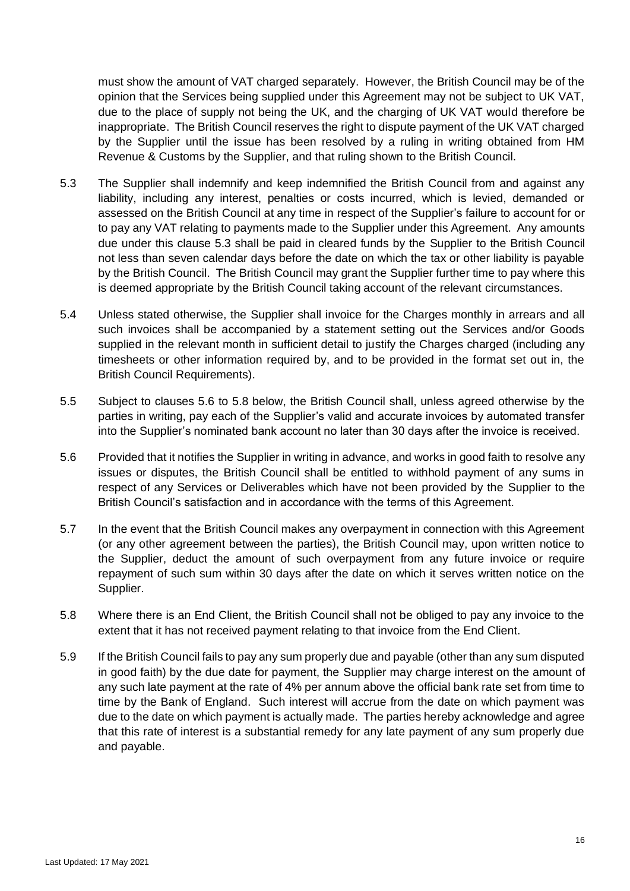must show the amount of VAT charged separately. However, the British Council may be of the opinion that the Services being supplied under this Agreement may not be subject to UK VAT, due to the place of supply not being the UK, and the charging of UK VAT would therefore be inappropriate. The British Council reserves the right to dispute payment of the UK VAT charged by the Supplier until the issue has been resolved by a ruling in writing obtained from HM Revenue & Customs by the Supplier, and that ruling shown to the British Council.

5.3 The Supplier shall indemnify and keep indemnified the British Council from and against any liability, including any interest, penalties or costs incurred, which is levied, demanded or assessed on the British Council at any time in respect of the Supplier's failure to account for or to pay any VAT relating to payments made to the Supplier under this Agreement. Any amounts due under this clause 5.3 shall be paid in cleared funds by the Supplier to the British Council not less than seven calendar days before the date on which the tax or other liability is payable by the British Council. The British Council may grant the Supplier further time to pay where this is deemed appropriate by the British Council taking account of the relevant circumstances.

5.4 Unless stated otherwise, the Supplier shall invoice for the Charges monthly in arrears and all such invoices shall be accompanied by a statement setting out the Services and/or Goods supplied in the relevant month in sufficient detail to justify the Charges charged (including any timesheets or other information required by, and to be provided in the format set out in, the British Council Requirements).

5.5 Subject to clauses 5.6 to 5.8 below, the British Council shall, unless agreed otherwise by the parties in writing, pay each of the Supplier's valid and accurate invoices by automated transfer into the Supplier's nominated bank account no later than 30 days after the invoice is received.

5.6 Provided that it notifies the Supplier in writing in advance, and works in good faith to resolve any issues or disputes, the British Council shall be entitled to withhold payment of any sums in respect of any Services or Deliverables which have not been provided by the Supplier to the British Council's satisfaction and in accordance with the terms of this Agreement.

5.7 In the event that the British Council makes any overpayment in connection with this Agreement (or any other agreement between the parties), the British Council may, upon written notice to the Supplier, deduct the amount of such overpayment from any future invoice or require repayment of such sum within 30 days after the date on which it serves written notice on the Supplier.

5.8 Where there is an End Client, the British Council shall not be obliged to pay any invoice to the extent that it has not received payment relating to that invoice from the End Client.

5.9 If the British Council fails to pay any sum properly due and payable (other than any sum disputed in good faith) by the due date for payment, the Supplier may charge interest on the amount of any such late payment at the rate of 4% per annum above the official bank rate set from time to time by the Bank of England. Such interest will accrue from the date on which payment was due to the date on which payment is actually made. The parties hereby acknowledge and agree that this rate of interest is a substantial remedy for any late payment of any sum properly due and payable.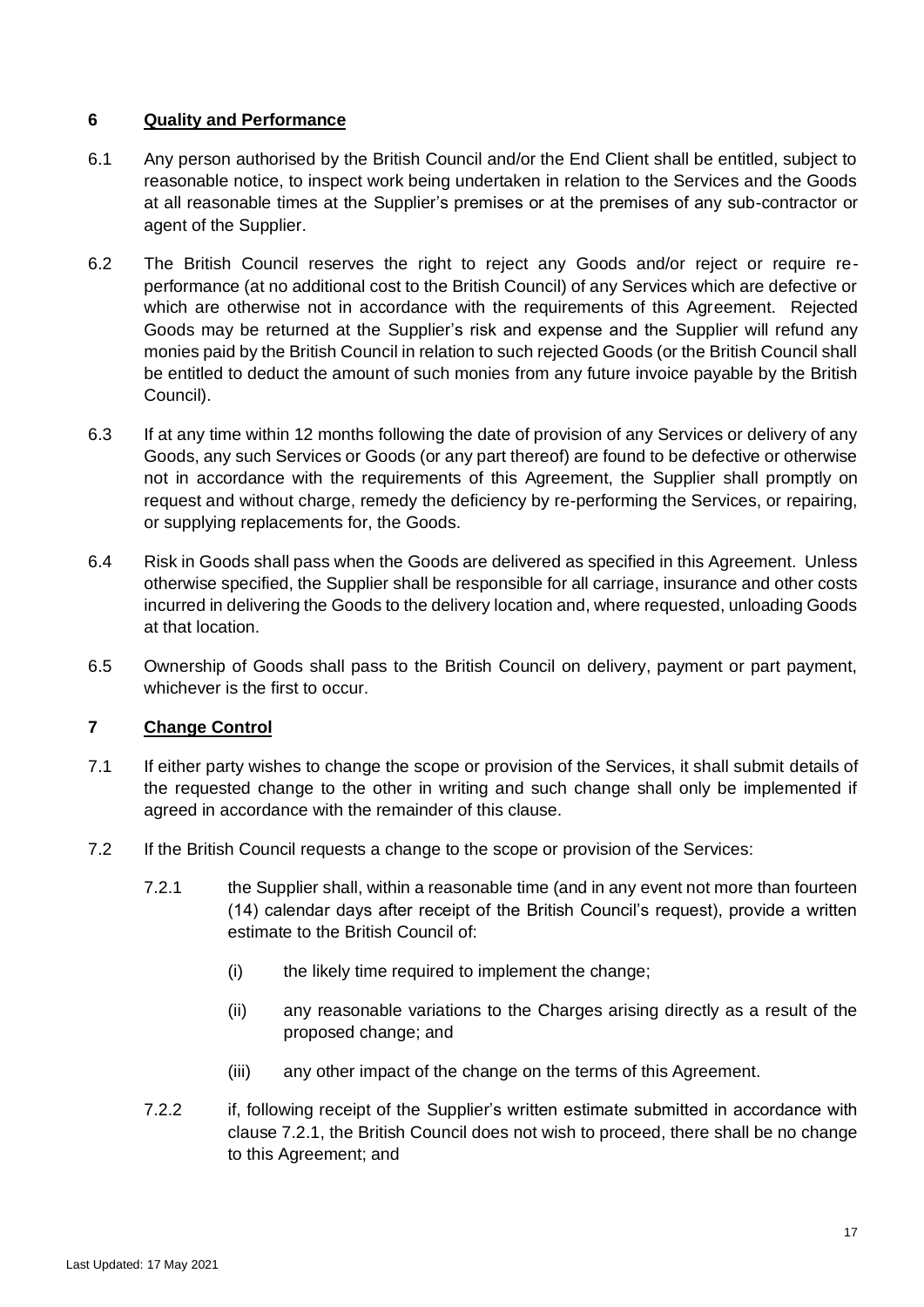## 6 Quality and Performance

6.1 Any person authorised by the British Council and/or the End Client shall be entitled, subject to reasonable notice, to inspect work being undertaken in relation to the Services and the Goods at all reasonable times at the Supplier's premises or at the premises of any sub-contractor or agent of the Supplier.

6.2 The British Council reserves the right to reject any Goods and/or reject or require re-performance (at no additional cost to the British Council) of any Services which are defective or which are otherwise not in accordance with the requirements of this Agreement. Rejected Goods may be returned at the Supplier's risk and expense and the Supplier will refund any monies paid by the British Council in relation to such rejected Goods (or the British Council shall be entitled to deduct the amount of such monies from any future invoice payable by the British Council).

6.3 If at any time within 12 months following the date of provision of any Services or delivery of any Goods, any such Services or Goods (or any part thereof) are found to be defective or otherwise not in accordance with the requirements of this Agreement, the Supplier shall promptly on request and without charge, remedy the deficiency by re-performing the Services, or repairing, or supplying replacements for, the Goods.

6.4 Risk in Goods shall pass when the Goods are delivered as specified in this Agreement. Unless otherwise specified, the Supplier shall be responsible for all carriage, insurance and other costs incurred in delivering the Goods to the delivery location and, where requested, unloading Goods at that location.

6.5 Ownership of Goods shall pass to the British Council on delivery, payment or part payment, whichever is the first to occur.

## 7 Change Control

7.1 If either party wishes to change the scope or provision of the Services, it shall submit details of the requested change to the other in writing and such change shall only be implemented if agreed in accordance with the remainder of this clause.

7.2 If the British Council requests a change to the scope or provision of the Services:

7.2.1 the Supplier shall, within a reasonable time (and in any event not more than fourteen (14) calendar days after receipt of the British Council's request), provide a written estimate to the British Council of:

(i) the likely time required to implement the change;

(ii) any reasonable variations to the Charges arising directly as a result of the proposed change; and

(iii) any other impact of the change on the terms of this Agreement.

7.2.2 if, following receipt of the Supplier's written estimate submitted in accordance with clause 7.2.1, the British Council does not wish to proceed, there shall be no change to this Agreement; and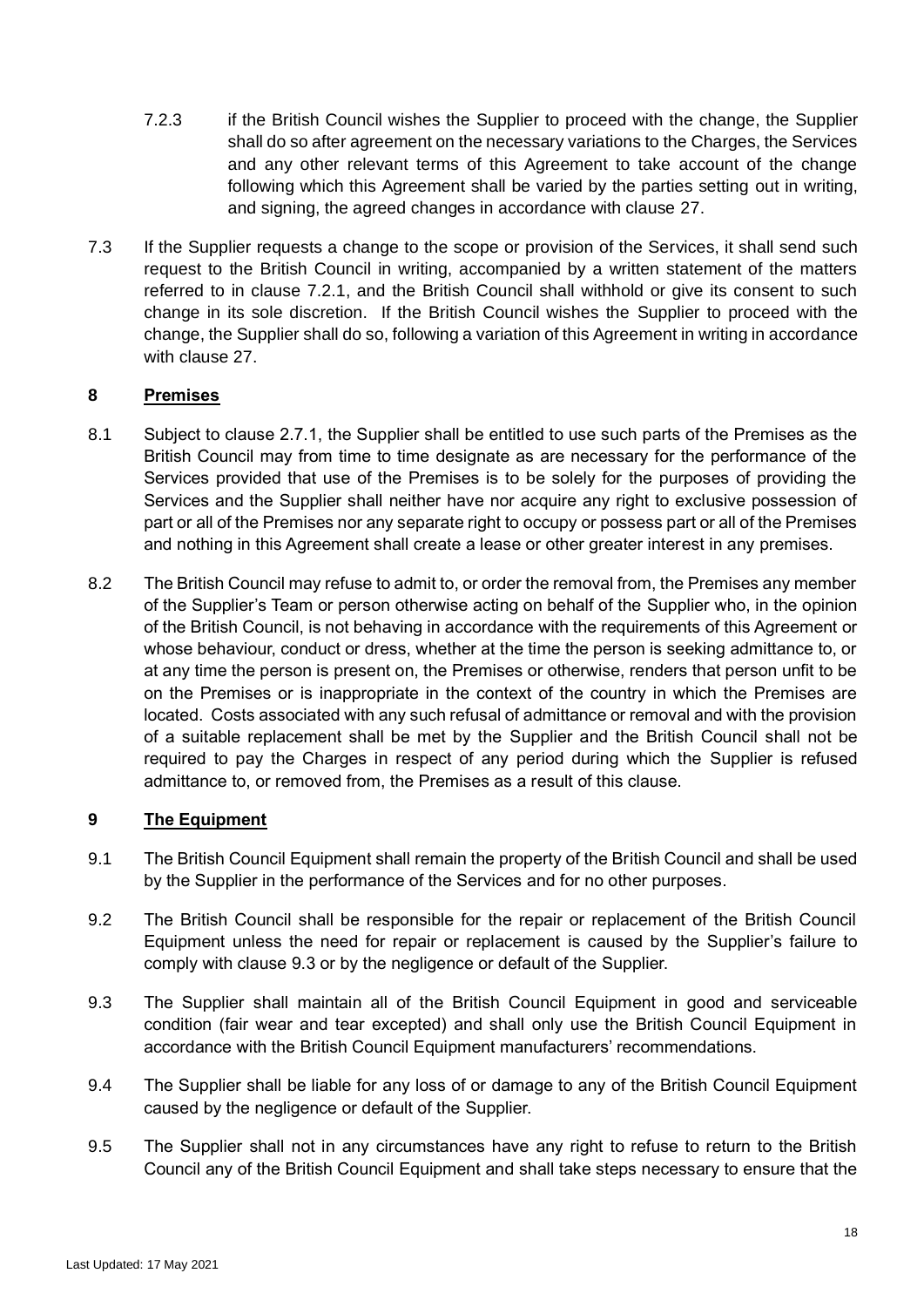7.2.3 if the British Council wishes the Supplier to proceed with the change, the Supplier shall do so after agreement on the necessary variations to the Charges, the Services and any other relevant terms of this Agreement to take account of the change following which this Agreement shall be varied by the parties setting out in writing, and signing, the agreed changes in accordance with clause 27.

7.3 If the Supplier requests a change to the scope or provision of the Services, it shall send such request to the British Council in writing, accompanied by a written statement of the matters referred to in clause 7.2.1, and the British Council shall withhold or give its consent to such change in its sole discretion. If the British Council wishes the Supplier to proceed with the change, the Supplier shall do so, following a variation of this Agreement in writing in accordance with clause 27.

## 8 Premises

8.1 Subject to clause 2.7.1, the Supplier shall be entitled to use such parts of the Premises as the British Council may from time to time designate as are necessary for the performance of the Services provided that use of the Premises is to be solely for the purposes of providing the Services and the Supplier shall neither have nor acquire any right to exclusive possession of part or all of the Premises nor any separate right to occupy or possess part or all of the Premises and nothing in this Agreement shall create a lease or other greater interest in any premises.

8.2 The British Council may refuse to admit to, or order the removal from, the Premises any member of the Supplier's Team or person otherwise acting on behalf of the Supplier who, in the opinion of the British Council, is not behaving in accordance with the requirements of this Agreement or whose behaviour, conduct or dress, whether at the time the person is seeking admittance to, or at any time the person is present on, the Premises or otherwise, renders that person unfit to be on the Premises or is inappropriate in the context of the country in which the Premises are located. Costs associated with any such refusal of admittance or removal and with the provision of a suitable replacement shall be met by the Supplier and the British Council shall not be required to pay the Charges in respect of any period during which the Supplier is refused admittance to, or removed from, the Premises as a result of this clause.

## 9 The Equipment

9.1 The British Council Equipment shall remain the property of the British Council and shall be used by the Supplier in the performance of the Services and for no other purposes.

9.2 The British Council shall be responsible for the repair or replacement of the British Council Equipment unless the need for repair or replacement is caused by the Supplier's failure to comply with clause 9.3 or by the negligence or default of the Supplier.

9.3 The Supplier shall maintain all of the British Council Equipment in good and serviceable condition (fair wear and tear excepted) and shall only use the British Council Equipment in accordance with the British Council Equipment manufacturers' recommendations.

9.4 The Supplier shall be liable for any loss of or damage to any of the British Council Equipment caused by the negligence or default of the Supplier.

9.5 The Supplier shall not in any circumstances have any right to refuse to return to the British Council any of the British Council Equipment and shall take steps necessary to ensure that the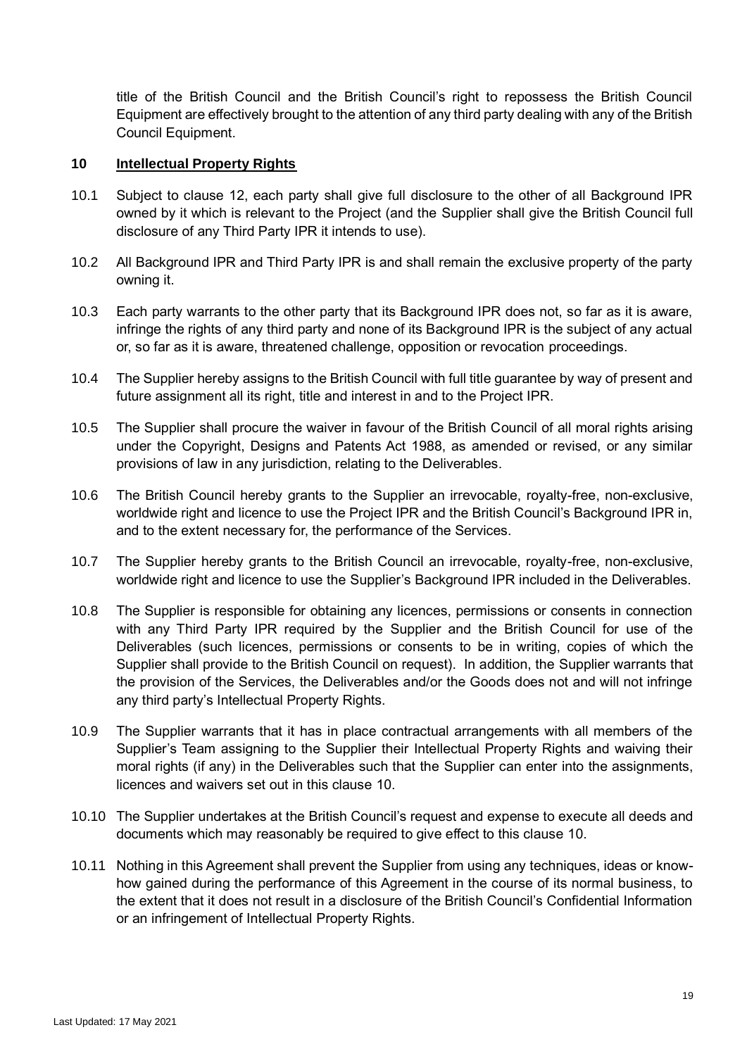title of the British Council and the British Council's right to repossess the British Council Equipment are effectively brought to the attention of any third party dealing with any of the British Council Equipment.

## 10 Intellectual Property Rights

10.1 Subject to clause 12, each party shall give full disclosure to the other of all Background IPR owned by it which is relevant to the Project (and the Supplier shall give the British Council full disclosure of any Third Party IPR it intends to use).

10.2 All Background IPR and Third Party IPR is and shall remain the exclusive property of the party owning it.

10.3 Each party warrants to the other party that its Background IPR does not, so far as it is aware, infringe the rights of any third party and none of its Background IPR is the subject of any actual or, so far as it is aware, threatened challenge, opposition or revocation proceedings.

10.4 The Supplier hereby assigns to the British Council with full title guarantee by way of present and future assignment all its right, title and interest in and to the Project IPR.

10.5 The Supplier shall procure the waiver in favour of the British Council of all moral rights arising under the Copyright, Designs and Patents Act 1988, as amended or revised, or any similar provisions of law in any jurisdiction, relating to the Deliverables.

10.6 The British Council hereby grants to the Supplier an irrevocable, royalty-free, non-exclusive, worldwide right and licence to use the Project IPR and the British Council's Background IPR in, and to the extent necessary for, the performance of the Services.

10.7 The Supplier hereby grants to the British Council an irrevocable, royalty-free, non-exclusive, worldwide right and licence to use the Supplier's Background IPR included in the Deliverables.

10.8 The Supplier is responsible for obtaining any licences, permissions or consents in connection with any Third Party IPR required by the Supplier and the British Council for use of the Deliverables (such licences, permissions or consents to be in writing, copies of which the Supplier shall provide to the British Council on request). In addition, the Supplier warrants that the provision of the Services, the Deliverables and/or the Goods does not and will not infringe any third party's Intellectual Property Rights.

10.9 The Supplier warrants that it has in place contractual arrangements with all members of the Supplier's Team assigning to the Supplier their Intellectual Property Rights and waiving their moral rights (if any) in the Deliverables such that the Supplier can enter into the assignments, licences and waivers set out in this clause 10.

10.10 The Supplier undertakes at the British Council's request and expense to execute all deeds and documents which may reasonably be required to give effect to this clause 10.

10.11 Nothing in this Agreement shall prevent the Supplier from using any techniques, ideas or know-how gained during the performance of this Agreement in the course of its normal business, to the extent that it does not result in a disclosure of the British Council's Confidential Information or an infringement of Intellectual Property Rights.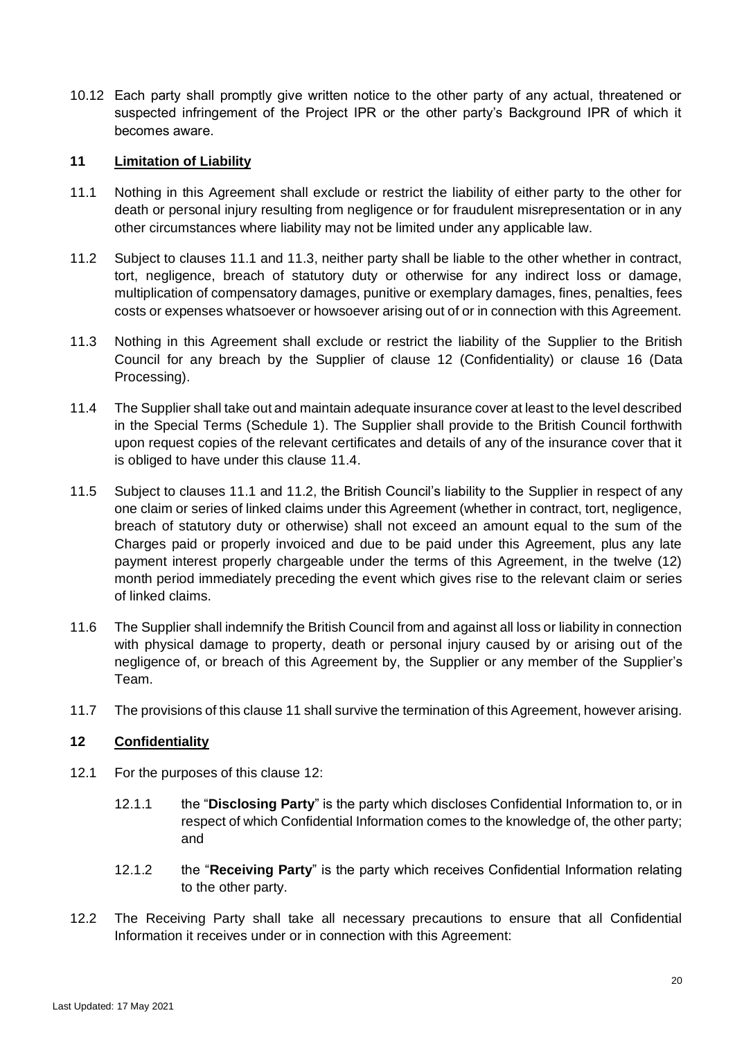10.12 Each party shall promptly give written notice to the other party of any actual, threatened or suspected infringement of the Project IPR or the other party's Background IPR of which it becomes aware.

## 11 Limitation of Liability

11.1 Nothing in this Agreement shall exclude or restrict the liability of either party to the other for death or personal injury resulting from negligence or for fraudulent misrepresentation or in any other circumstances where liability may not be limited under any applicable law.

11.2 Subject to clauses 11.1 and 11.3, neither party shall be liable to the other whether in contract, tort, negligence, breach of statutory duty or otherwise for any indirect loss or damage, multiplication of compensatory damages, punitive or exemplary damages, fines, penalties, fees costs or expenses whatsoever or howsoever arising out of or in connection with this Agreement.

11.3 Nothing in this Agreement shall exclude or restrict the liability of the Supplier to the British Council for any breach by the Supplier of clause 12 (Confidentiality) or clause 16 (Data Processing).

11.4 The Supplier shall take out and maintain adequate insurance cover at least to the level described in the Special Terms (Schedule 1). The Supplier shall provide to the British Council forthwith upon request copies of the relevant certificates and details of any of the insurance cover that it is obliged to have under this clause 11.4.

11.5 Subject to clauses 11.1 and 11.2, the British Council's liability to the Supplier in respect of any one claim or series of linked claims under this Agreement (whether in contract, tort, negligence, breach of statutory duty or otherwise) shall not exceed an amount equal to the sum of the Charges paid or properly invoiced and due to be paid under this Agreement, plus any late payment interest properly chargeable under the terms of this Agreement, in the twelve (12) month period immediately preceding the event which gives rise to the relevant claim or series of linked claims.

11.6 The Supplier shall indemnify the British Council from and against all loss or liability in connection with physical damage to property, death or personal injury caused by or arising out of the negligence of, or breach of this Agreement by, the Supplier or any member of the Supplier's Team.

11.7 The provisions of this clause 11 shall survive the termination of this Agreement, however arising.

## 12 Confidentiality

12.1 For the purposes of this clause 12:

12.1.1 the "**Disclosing Party**" is the party which discloses Confidential Information to, or in respect of which Confidential Information comes to the knowledge of, the other party; and

12.1.2 the "**Receiving Party**" is the party which receives Confidential Information relating to the other party.

12.2 The Receiving Party shall take all necessary precautions to ensure that all Confidential Information it receives under or in connection with this Agreement: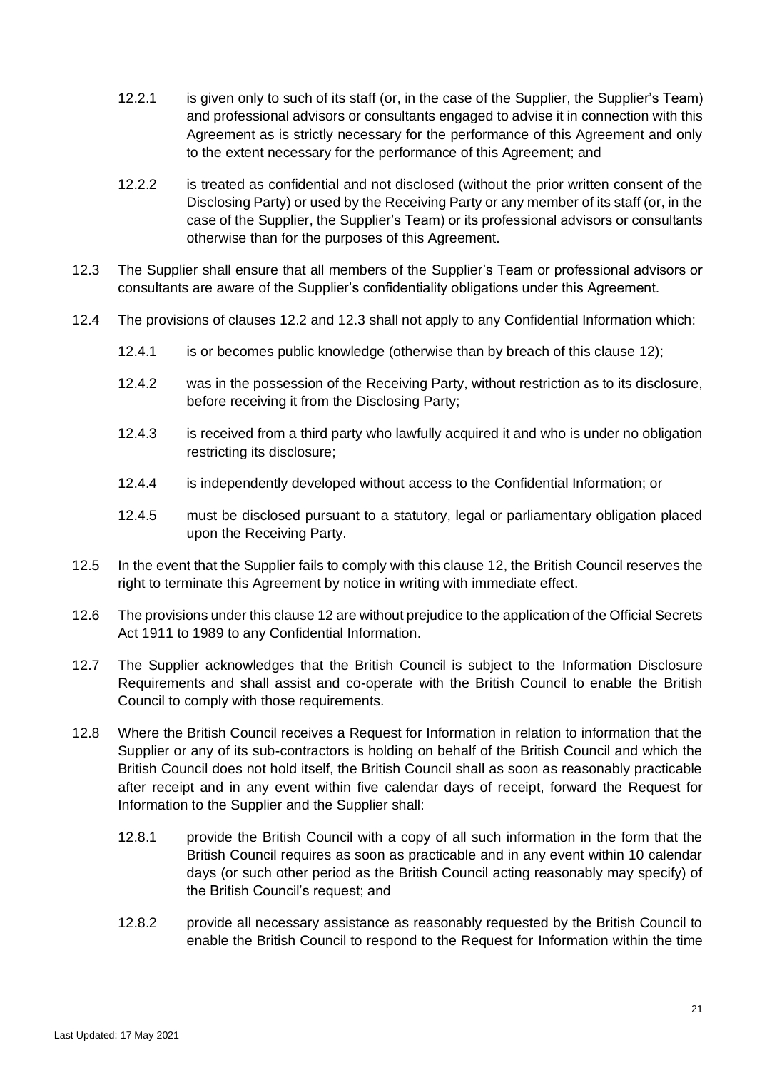12.2.1 is given only to such of its staff (or, in the case of the Supplier, the Supplier's Team) and professional advisors or consultants engaged to advise it in connection with this Agreement as is strictly necessary for the performance of this Agreement and only to the extent necessary for the performance of this Agreement; and

12.2.2 is treated as confidential and not disclosed (without the prior written consent of the Disclosing Party) or used by the Receiving Party or any member of its staff (or, in the case of the Supplier, the Supplier's Team) or its professional advisors or consultants otherwise than for the purposes of this Agreement.

12.3 The Supplier shall ensure that all members of the Supplier's Team or professional advisors or consultants are aware of the Supplier's confidentiality obligations under this Agreement.

12.4 The provisions of clauses 12.2 and 12.3 shall not apply to any Confidential Information which:

12.4.1 is or becomes public knowledge (otherwise than by breach of this clause 12);

12.4.2 was in the possession of the Receiving Party, without restriction as to its disclosure, before receiving it from the Disclosing Party;

12.4.3 is received from a third party who lawfully acquired it and who is under no obligation restricting its disclosure;

12.4.4 is independently developed without access to the Confidential Information; or

12.4.5 must be disclosed pursuant to a statutory, legal or parliamentary obligation placed upon the Receiving Party.

12.5 In the event that the Supplier fails to comply with this clause 12, the British Council reserves the right to terminate this Agreement by notice in writing with immediate effect.

12.6 The provisions under this clause 12 are without prejudice to the application of the Official Secrets Act 1911 to 1989 to any Confidential Information.

12.7 The Supplier acknowledges that the British Council is subject to the Information Disclosure Requirements and shall assist and co-operate with the British Council to enable the British Council to comply with those requirements.

12.8 Where the British Council receives a Request for Information in relation to information that the Supplier or any of its sub-contractors is holding on behalf of the British Council and which the British Council does not hold itself, the British Council shall as soon as reasonably practicable after receipt and in any event within five calendar days of receipt, forward the Request for Information to the Supplier and the Supplier shall:

12.8.1 provide the British Council with a copy of all such information in the form that the British Council requires as soon as practicable and in any event within 10 calendar days (or such other period as the British Council acting reasonably may specify) of the British Council's request; and

12.8.2 provide all necessary assistance as reasonably requested by the British Council to enable the British Council to respond to the Request for Information within the time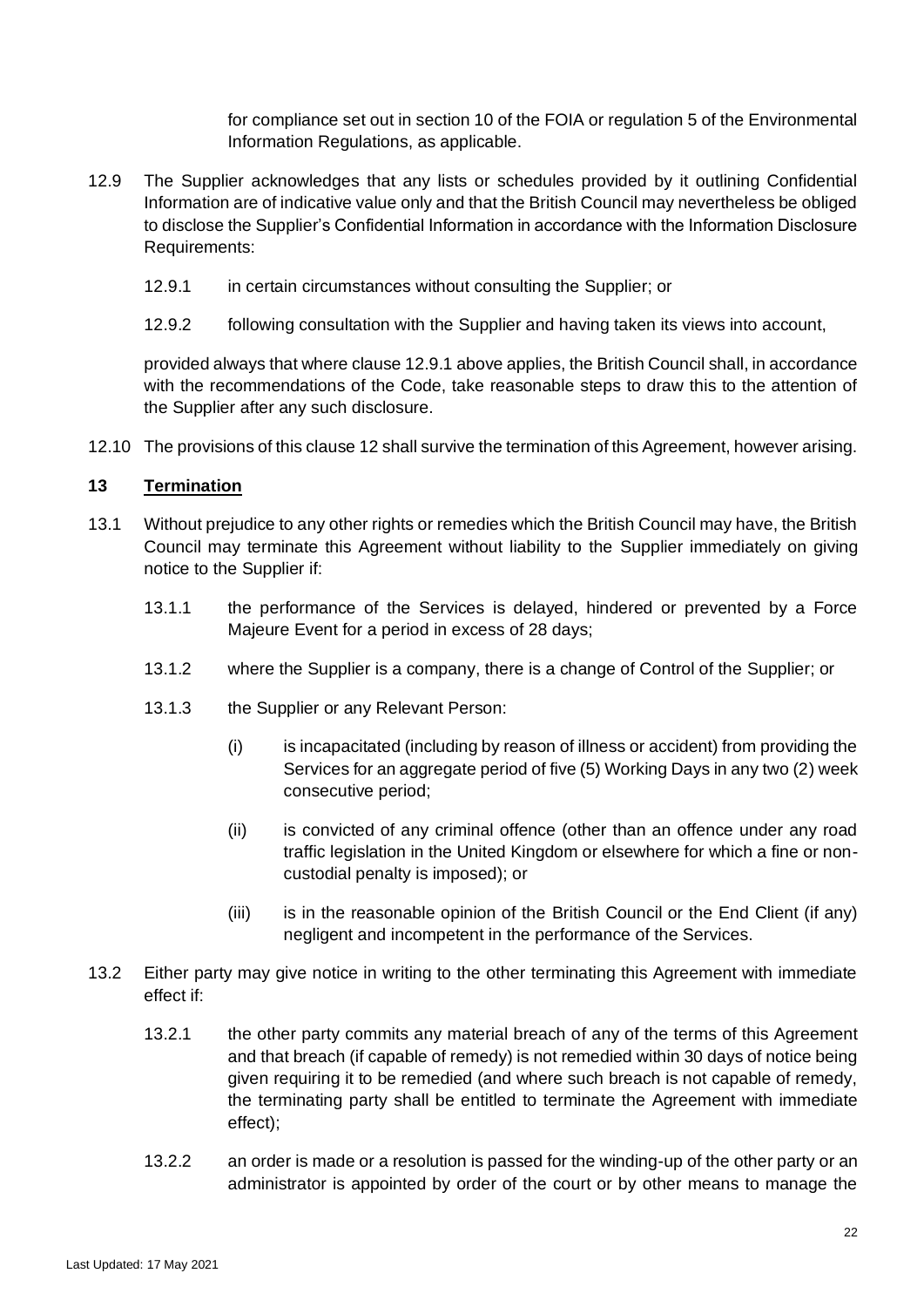for compliance set out in section 10 of the FOIA or regulation 5 of the Environmental Information Regulations, as applicable.

12.9 The Supplier acknowledges that any lists or schedules provided by it outlining Confidential Information are of indicative value only and that the British Council may nevertheless be obliged to disclose the Supplier's Confidential Information in accordance with the Information Disclosure Requirements:

12.9.1 in certain circumstances without consulting the Supplier; or

12.9.2 following consultation with the Supplier and having taken its views into account,

provided always that where clause 12.9.1 above applies, the British Council shall, in accordance with the recommendations of the Code, take reasonable steps to draw this to the attention of the Supplier after any such disclosure.

12.10 The provisions of this clause 12 shall survive the termination of this Agreement, however arising.

## 13 Termination

13.1 Without prejudice to any other rights or remedies which the British Council may have, the British Council may terminate this Agreement without liability to the Supplier immediately on giving notice to the Supplier if:

13.1.1 the performance of the Services is delayed, hindered or prevented by a Force Majeure Event for a period in excess of 28 days;

13.1.2 where the Supplier is a company, there is a change of Control of the Supplier; or

13.1.3 the Supplier or any Relevant Person:

(i) is incapacitated (including by reason of illness or accident) from providing the Services for an aggregate period of five (5) Working Days in any two (2) week consecutive period;

(ii) is convicted of any criminal offence (other than an offence under any road traffic legislation in the United Kingdom or elsewhere for which a fine or non-custodial penalty is imposed); or

(iii) is in the reasonable opinion of the British Council or the End Client (if any) negligent and incompetent in the performance of the Services.

13.2 Either party may give notice in writing to the other terminating this Agreement with immediate effect if:

13.2.1 the other party commits any material breach of any of the terms of this Agreement and that breach (if capable of remedy) is not remedied within 30 days of notice being given requiring it to be remedied (and where such breach is not capable of remedy, the terminating party shall be entitled to terminate the Agreement with immediate effect);

13.2.2 an order is made or a resolution is passed for the winding-up of the other party or an administrator is appointed by order of the court or by other means to manage the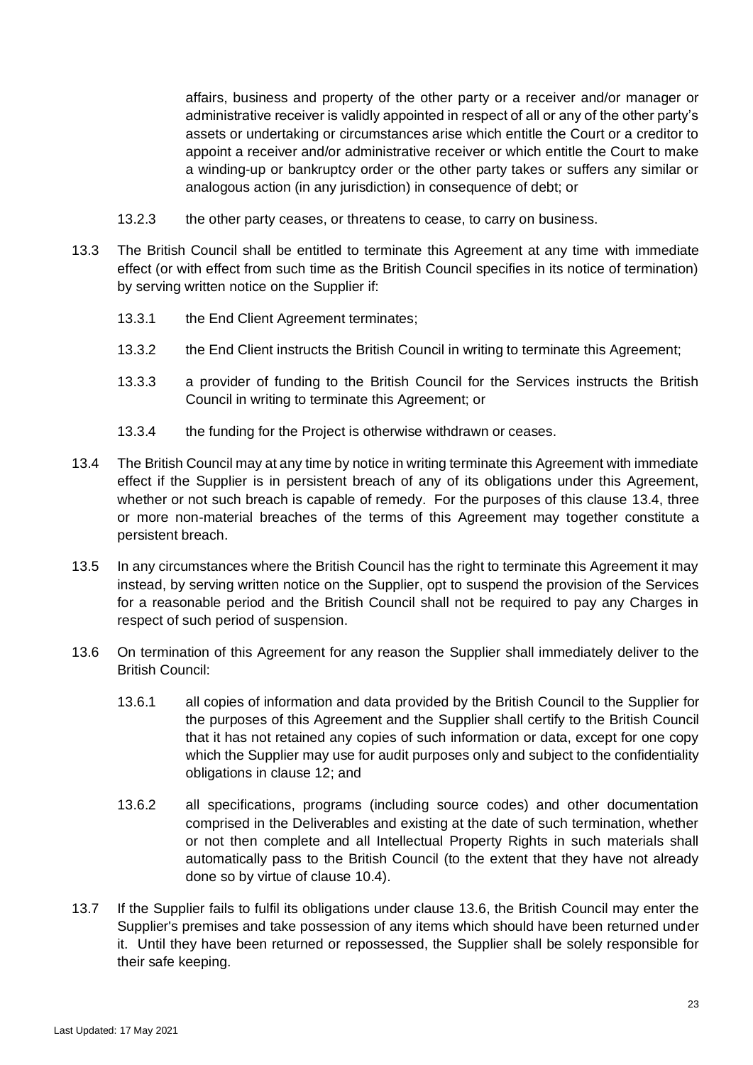affairs, business and property of the other party or a receiver and/or manager or administrative receiver is validly appointed in respect of all or any of the other party's assets or undertaking or circumstances arise which entitle the Court or a creditor to appoint a receiver and/or administrative receiver or which entitle the Court to make a winding-up or bankruptcy order or the other party takes or suffers any similar or analogous action (in any jurisdiction) in consequence of debt; or

13.2.3 the other party ceases, or threatens to cease, to carry on business.

13.3 The British Council shall be entitled to terminate this Agreement at any time with immediate effect (or with effect from such time as the British Council specifies in its notice of termination) by serving written notice on the Supplier if:

13.3.1 the End Client Agreement terminates;

13.3.2 the End Client instructs the British Council in writing to terminate this Agreement;

13.3.3 a provider of funding to the British Council for the Services instructs the British Council in writing to terminate this Agreement; or

13.3.4 the funding for the Project is otherwise withdrawn or ceases.

13.4 The British Council may at any time by notice in writing terminate this Agreement with immediate effect if the Supplier is in persistent breach of any of its obligations under this Agreement, whether or not such breach is capable of remedy. For the purposes of this clause 13.4, three or more non-material breaches of the terms of this Agreement may together constitute a persistent breach.

13.5 In any circumstances where the British Council has the right to terminate this Agreement it may instead, by serving written notice on the Supplier, opt to suspend the provision of the Services for a reasonable period and the British Council shall not be required to pay any Charges in respect of such period of suspension.

13.6 On termination of this Agreement for any reason the Supplier shall immediately deliver to the British Council:

13.6.1 all copies of information and data provided by the British Council to the Supplier for the purposes of this Agreement and the Supplier shall certify to the British Council that it has not retained any copies of such information or data, except for one copy which the Supplier may use for audit purposes only and subject to the confidentiality obligations in clause 12; and

13.6.2 all specifications, programs (including source codes) and other documentation comprised in the Deliverables and existing at the date of such termination, whether or not then complete and all Intellectual Property Rights in such materials shall automatically pass to the British Council (to the extent that they have not already done so by virtue of clause 10.4).

13.7 If the Supplier fails to fulfil its obligations under clause 13.6, the British Council may enter the Supplier's premises and take possession of any items which should have been returned under it. Until they have been returned or repossessed, the Supplier shall be solely responsible for their safe keeping.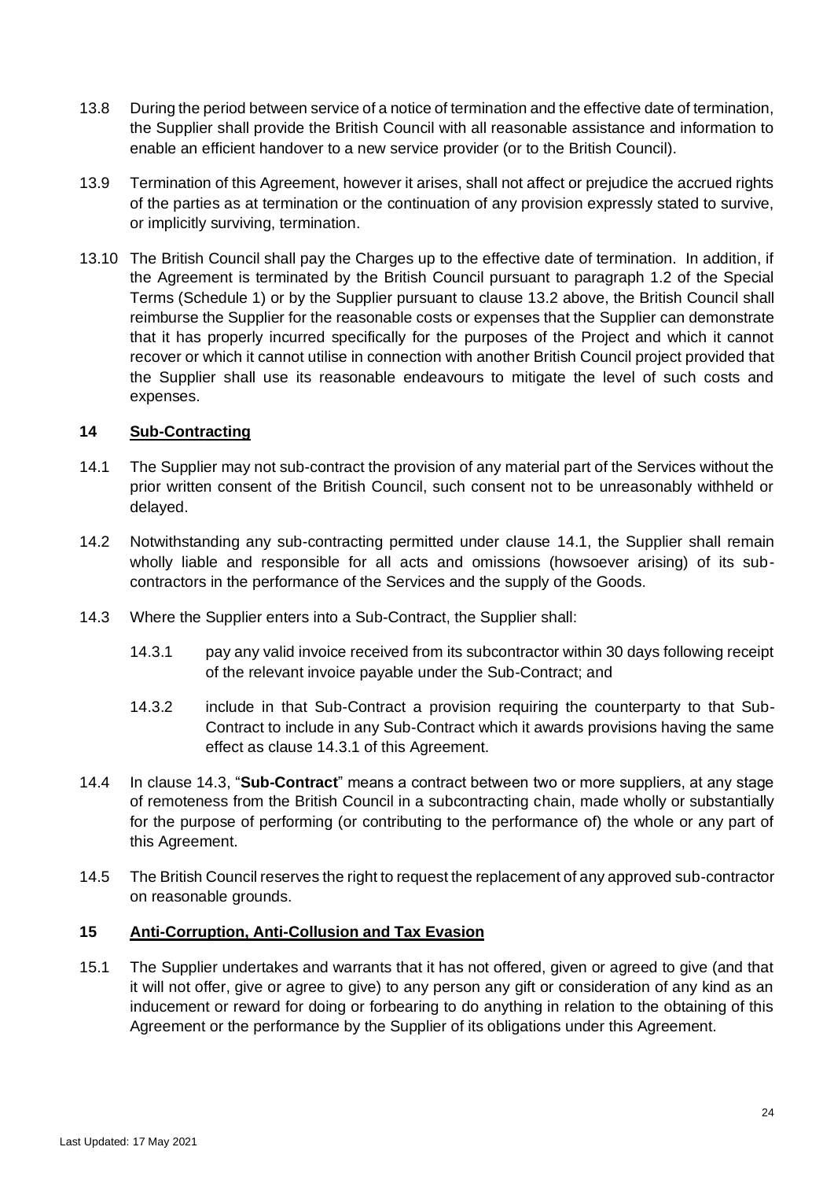13.8 During the period between service of a notice of termination and the effective date of termination, the Supplier shall provide the British Council with all reasonable assistance and information to enable an efficient handover to a new service provider (or to the British Council).

13.9 Termination of this Agreement, however it arises, shall not affect or prejudice the accrued rights of the parties as at termination or the continuation of any provision expressly stated to survive, or implicitly surviving, termination.

13.10 The British Council shall pay the Charges up to the effective date of termination. In addition, if the Agreement is terminated by the British Council pursuant to paragraph 1.2 of the Special Terms (Schedule 1) or by the Supplier pursuant to clause 13.2 above, the British Council shall reimburse the Supplier for the reasonable costs or expenses that the Supplier can demonstrate that it has properly incurred specifically for the purposes of the Project and which it cannot recover or which it cannot utilise in connection with another British Council project provided that the Supplier shall use its reasonable endeavours to mitigate the level of such costs and expenses.

## 14 Sub-Contracting

14.1 The Supplier may not sub-contract the provision of any material part of the Services without the prior written consent of the British Council, such consent not to be unreasonably withheld or delayed.

14.2 Notwithstanding any sub-contracting permitted under clause 14.1, the Supplier shall remain wholly liable and responsible for all acts and omissions (howsoever arising) of its sub-contractors in the performance of the Services and the supply of the Goods.

14.3 Where the Supplier enters into a Sub-Contract, the Supplier shall:

14.3.1 pay any valid invoice received from its subcontractor within 30 days following receipt of the relevant invoice payable under the Sub-Contract; and

14.3.2 include in that Sub-Contract a provision requiring the counterparty to that Sub-Contract to include in any Sub-Contract which it awards provisions having the same effect as clause 14.3.1 of this Agreement.

14.4 In clause 14.3, "**Sub-Contract**" means a contract between two or more suppliers, at any stage of remoteness from the British Council in a subcontracting chain, made wholly or substantially for the purpose of performing (or contributing to the performance of) the whole or any part of this Agreement.

14.5 The British Council reserves the right to request the replacement of any approved sub-contractor on reasonable grounds.

## 15 Anti-Corruption, Anti-Collusion and Tax Evasion

15.1 The Supplier undertakes and warrants that it has not offered, given or agreed to give (and that it will not offer, give or agree to give) to any person any gift or consideration of any kind as an inducement or reward for doing or forbearing to do anything in relation to the obtaining of this Agreement or the performance by the Supplier of its obligations under this Agreement.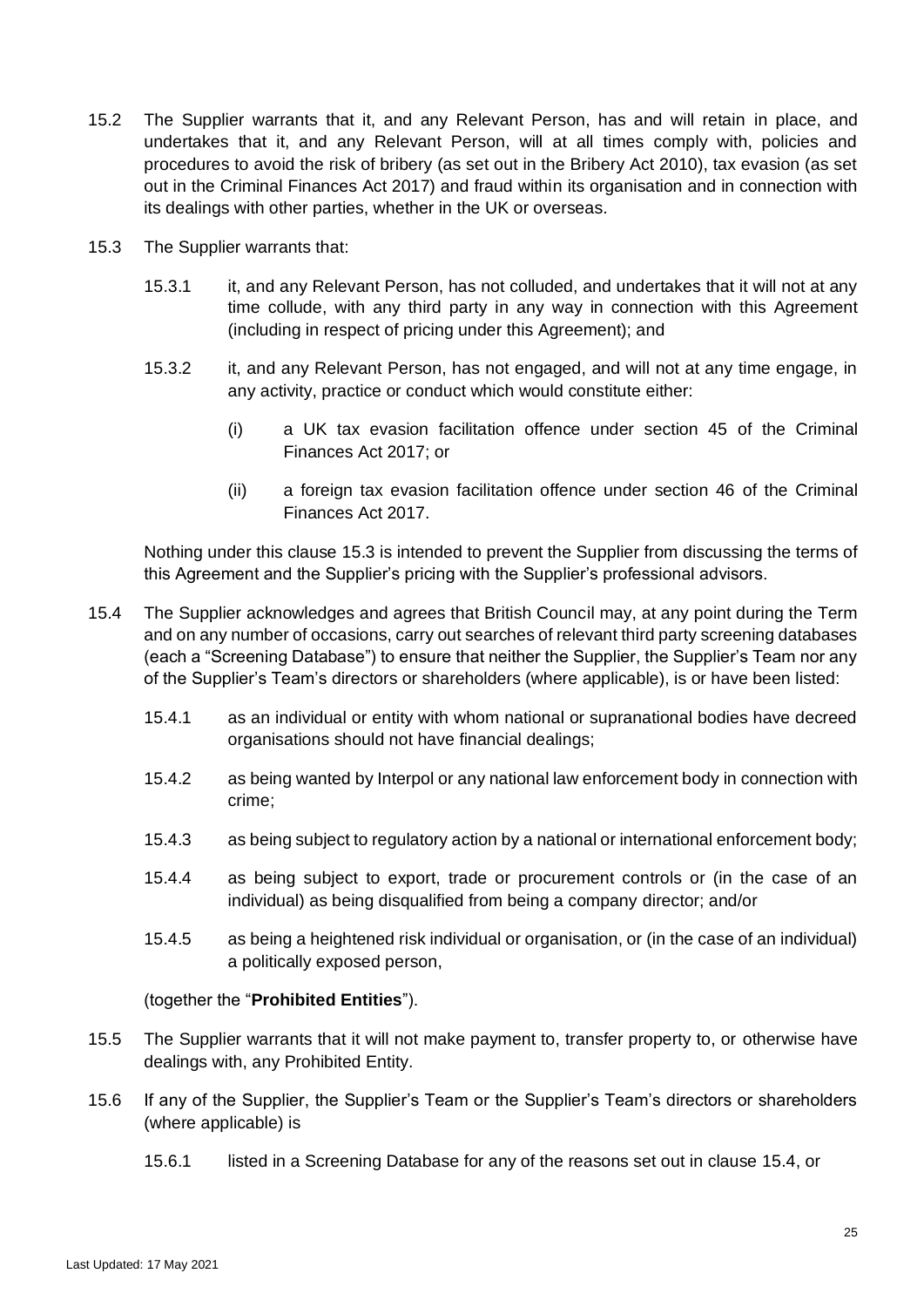15.2 The Supplier warrants that it, and any Relevant Person, has and will retain in place, and undertakes that it, and any Relevant Person, will at all times comply with, policies and procedures to avoid the risk of bribery (as set out in the Bribery Act 2010), tax evasion (as set out in the Criminal Finances Act 2017) and fraud within its organisation and in connection with its dealings with other parties, whether in the UK or overseas.

15.3 The Supplier warrants that:

15.3.1 it, and any Relevant Person, has not colluded, and undertakes that it will not at any time collude, with any third party in any way in connection with this Agreement (including in respect of pricing under this Agreement); and

15.3.2 it, and any Relevant Person, has not engaged, and will not at any time engage, in any activity, practice or conduct which would constitute either:

(i) a UK tax evasion facilitation offence under section 45 of the Criminal Finances Act 2017; or

(ii) a foreign tax evasion facilitation offence under section 46 of the Criminal Finances Act 2017.

Nothing under this clause 15.3 is intended to prevent the Supplier from discussing the terms of this Agreement and the Supplier's pricing with the Supplier's professional advisors.

15.4 The Supplier acknowledges and agrees that British Council may, at any point during the Term and on any number of occasions, carry out searches of relevant third party screening databases (each a "Screening Database") to ensure that neither the Supplier, the Supplier's Team nor any of the Supplier's Team's directors or shareholders (where applicable), is or have been listed:

15.4.1 as an individual or entity with whom national or supranational bodies have decreed organisations should not have financial dealings;

15.4.2 as being wanted by Interpol or any national law enforcement body in connection with crime;

15.4.3 as being subject to regulatory action by a national or international enforcement body;

15.4.4 as being subject to export, trade or procurement controls or (in the case of an individual) as being disqualified from being a company director; and/or

15.4.5 as being a heightened risk individual or organisation, or (in the case of an individual) a politically exposed person,

(together the "**Prohibited Entities**").

15.5 The Supplier warrants that it will not make payment to, transfer property to, or otherwise have dealings with, any Prohibited Entity.

15.6 If any of the Supplier, the Supplier's Team or the Supplier's Team's directors or shareholders (where applicable) is

15.6.1 listed in a Screening Database for any of the reasons set out in clause 15.4, or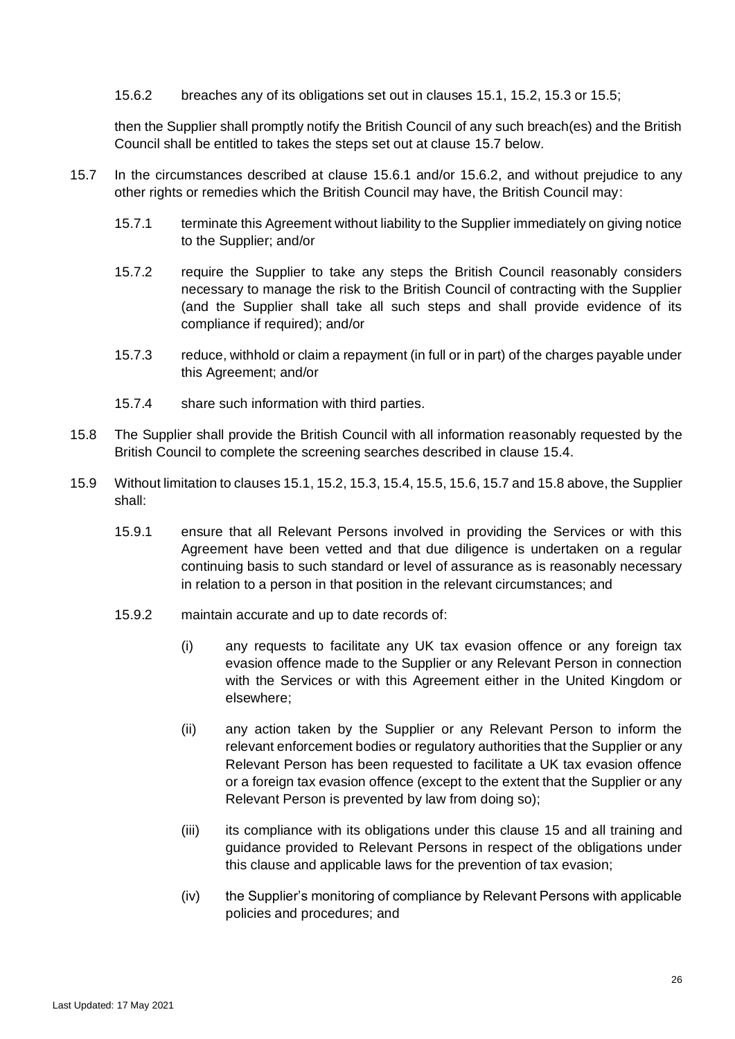15.6.2 breaches any of its obligations set out in clauses 15.1, 15.2, 15.3 or 15.5;

then the Supplier shall promptly notify the British Council of any such breach(es) and the British Council shall be entitled to takes the steps set out at clause 15.7 below.

15.7 In the circumstances described at clause 15.6.1 and/or 15.6.2, and without prejudice to any other rights or remedies which the British Council may have, the British Council may:

15.7.1 terminate this Agreement without liability to the Supplier immediately on giving notice to the Supplier; and/or

15.7.2 require the Supplier to take any steps the British Council reasonably considers necessary to manage the risk to the British Council of contracting with the Supplier (and the Supplier shall take all such steps and shall provide evidence of its compliance if required); and/or

15.7.3 reduce, withhold or claim a repayment (in full or in part) of the charges payable under this Agreement; and/or

15.7.4 share such information with third parties.

15.8 The Supplier shall provide the British Council with all information reasonably requested by the British Council to complete the screening searches described in clause 15.4.

15.9 Without limitation to clauses 15.1, 15.2, 15.3, 15.4, 15.5, 15.6, 15.7 and 15.8 above, the Supplier shall:

15.9.1 ensure that all Relevant Persons involved in providing the Services or with this Agreement have been vetted and that due diligence is undertaken on a regular continuing basis to such standard or level of assurance as is reasonably necessary in relation to a person in that position in the relevant circumstances; and

15.9.2 maintain accurate and up to date records of:

(i) any requests to facilitate any UK tax evasion offence or any foreign tax evasion offence made to the Supplier or any Relevant Person in connection with the Services or with this Agreement either in the United Kingdom or elsewhere;

(ii) any action taken by the Supplier or any Relevant Person to inform the relevant enforcement bodies or regulatory authorities that the Supplier or any Relevant Person has been requested to facilitate a UK tax evasion offence or a foreign tax evasion offence (except to the extent that the Supplier or any Relevant Person is prevented by law from doing so);

(iii) its compliance with its obligations under this clause 15 and all training and guidance provided to Relevant Persons in respect of the obligations under this clause and applicable laws for the prevention of tax evasion;

(iv) the Supplier's monitoring of compliance by Relevant Persons with applicable policies and procedures; and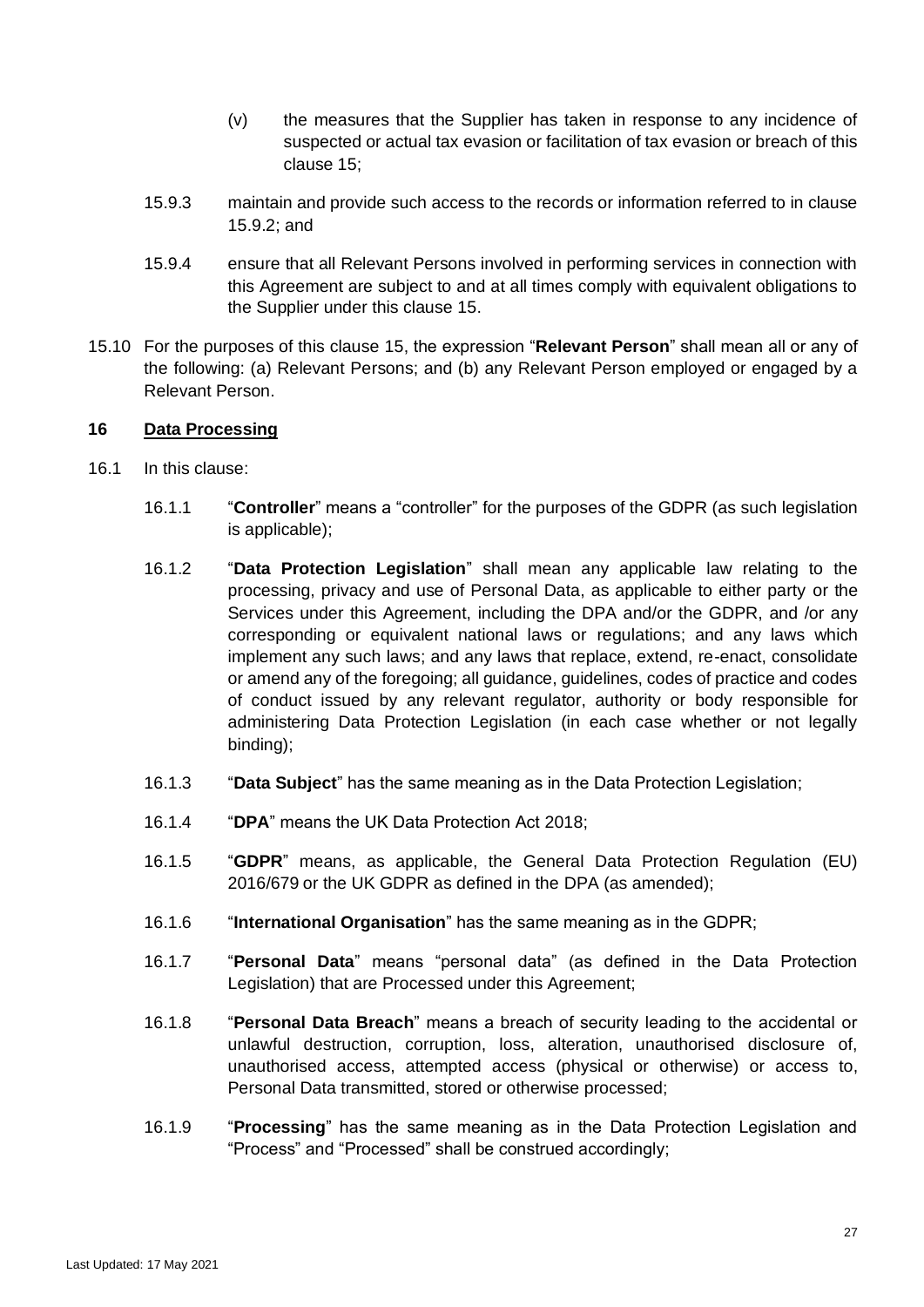(v) the measures that the Supplier has taken in response to any incidence of suspected or actual tax evasion or facilitation of tax evasion or breach of this clause 15;

15.9.3 maintain and provide such access to the records or information referred to in clause 15.9.2; and

15.9.4 ensure that all Relevant Persons involved in performing services in connection with this Agreement are subject to and at all times comply with equivalent obligations to the Supplier under this clause 15.

15.10 For the purposes of this clause 15, the expression "**Relevant Person**" shall mean all or any of the following: (a) Relevant Persons; and (b) any Relevant Person employed or engaged by a Relevant Person.

## 16 Data Processing

16.1 In this clause:

16.1.1 "**Controller**" means a "controller" for the purposes of the GDPR (as such legislation is applicable);

16.1.2 "**Data Protection Legislation**" shall mean any applicable law relating to the processing, privacy and use of Personal Data, as applicable to either party or the Services under this Agreement, including the DPA and/or the GDPR, and /or any corresponding or equivalent national laws or regulations; and any laws which implement any such laws; and any laws that replace, extend, re-enact, consolidate or amend any of the foregoing; all guidance, guidelines, codes of practice and codes of conduct issued by any relevant regulator, authority or body responsible for administering Data Protection Legislation (in each case whether or not legally binding);

16.1.3 "**Data Subject**" has the same meaning as in the Data Protection Legislation;

16.1.4 "**DPA**" means the UK Data Protection Act 2018;

16.1.5 "**GDPR**" means, as applicable, the General Data Protection Regulation (EU) 2016/679 or the UK GDPR as defined in the DPA (as amended);

16.1.6 "**International Organisation**" has the same meaning as in the GDPR;

16.1.7 "**Personal Data**" means "personal data" (as defined in the Data Protection Legislation) that are Processed under this Agreement;

16.1.8 "**Personal Data Breach**" means a breach of security leading to the accidental or unlawful destruction, corruption, loss, alteration, unauthorised disclosure of, unauthorised access, attempted access (physical or otherwise) or access to, Personal Data transmitted, stored or otherwise processed;

16.1.9 "**Processing**" has the same meaning as in the Data Protection Legislation and "Process" and "Processed" shall be construed accordingly;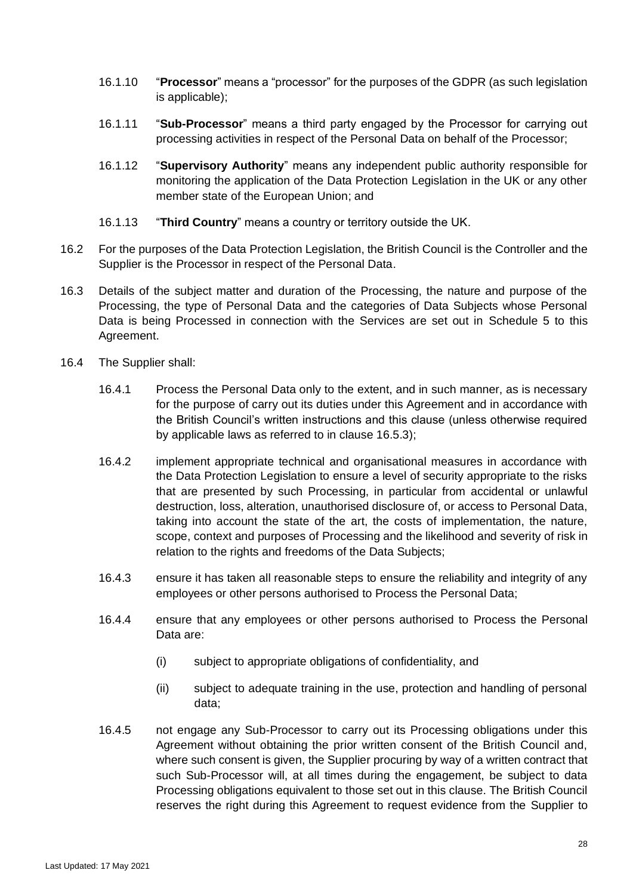16.1.10 "**Processor**" means a "processor" for the purposes of the GDPR (as such legislation is applicable);

16.1.11 "**Sub-Processor**" means a third party engaged by the Processor for carrying out processing activities in respect of the Personal Data on behalf of the Processor;

16.1.12 "**Supervisory Authority**" means any independent public authority responsible for monitoring the application of the Data Protection Legislation in the UK or any other member state of the European Union; and

16.1.13 "**Third Country**" means a country or territory outside the UK.

16.2 For the purposes of the Data Protection Legislation, the British Council is the Controller and the Supplier is the Processor in respect of the Personal Data.

16.3 Details of the subject matter and duration of the Processing, the nature and purpose of the Processing, the type of Personal Data and the categories of Data Subjects whose Personal Data is being Processed in connection with the Services are set out in Schedule 5 to this Agreement.

16.4 The Supplier shall:

16.4.1 Process the Personal Data only to the extent, and in such manner, as is necessary for the purpose of carry out its duties under this Agreement and in accordance with the British Council's written instructions and this clause (unless otherwise required by applicable laws as referred to in clause 16.5.3);

16.4.2 implement appropriate technical and organisational measures in accordance with the Data Protection Legislation to ensure a level of security appropriate to the risks that are presented by such Processing, in particular from accidental or unlawful destruction, loss, alteration, unauthorised disclosure of, or access to Personal Data, taking into account the state of the art, the costs of implementation, the nature, scope, context and purposes of Processing and the likelihood and severity of risk in relation to the rights and freedoms of the Data Subjects;

16.4.3 ensure it has taken all reasonable steps to ensure the reliability and integrity of any employees or other persons authorised to Process the Personal Data;

16.4.4 ensure that any employees or other persons authorised to Process the Personal Data are:

(i) subject to appropriate obligations of confidentiality, and

(ii) subject to adequate training in the use, protection and handling of personal data;

16.4.5 not engage any Sub-Processor to carry out its Processing obligations under this Agreement without obtaining the prior written consent of the British Council and, where such consent is given, the Supplier procuring by way of a written contract that such Sub-Processor will, at all times during the engagement, be subject to data Processing obligations equivalent to those set out in this clause. The British Council reserves the right during this Agreement to request evidence from the Supplier to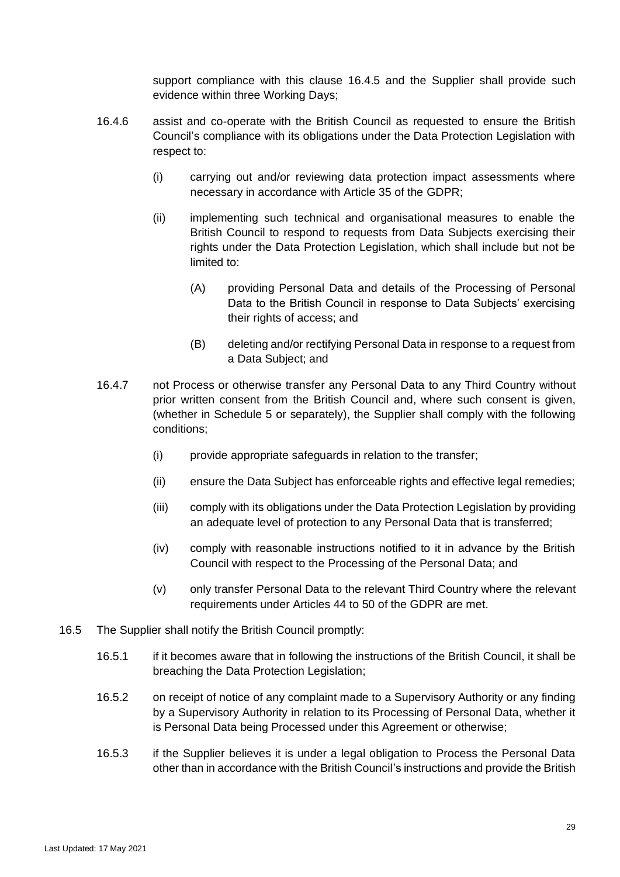support compliance with this clause 16.4.5 and the Supplier shall provide such evidence within three Working Days;

16.4.6 assist and co-operate with the British Council as requested to ensure the British Council's compliance with its obligations under the Data Protection Legislation with respect to:

(i) carrying out and/or reviewing data protection impact assessments where necessary in accordance with Article 35 of the GDPR;

(ii) implementing such technical and organisational measures to enable the British Council to respond to requests from Data Subjects exercising their rights under the Data Protection Legislation, which shall include but not be limited to:

(A) providing Personal Data and details of the Processing of Personal Data to the British Council in response to Data Subjects' exercising their rights of access; and

(B) deleting and/or rectifying Personal Data in response to a request from a Data Subject; and

16.4.7 not Process or otherwise transfer any Personal Data to any Third Country without prior written consent from the British Council and, where such consent is given, (whether in Schedule 5 or separately), the Supplier shall comply with the following conditions;

(i) provide appropriate safeguards in relation to the transfer;

(ii) ensure the Data Subject has enforceable rights and effective legal remedies;

(iii) comply with its obligations under the Data Protection Legislation by providing an adequate level of protection to any Personal Data that is transferred;

(iv) comply with reasonable instructions notified to it in advance by the British Council with respect to the Processing of the Personal Data; and

(v) only transfer Personal Data to the relevant Third Country where the relevant requirements under Articles 44 to 50 of the GDPR are met.

16.5 The Supplier shall notify the British Council promptly:

16.5.1 if it becomes aware that in following the instructions of the British Council, it shall be breaching the Data Protection Legislation;

16.5.2 on receipt of notice of any complaint made to a Supervisory Authority or any finding by a Supervisory Authority in relation to its Processing of Personal Data, whether it is Personal Data being Processed under this Agreement or otherwise;

16.5.3 if the Supplier believes it is under a legal obligation to Process the Personal Data other than in accordance with the British Council's instructions and provide the British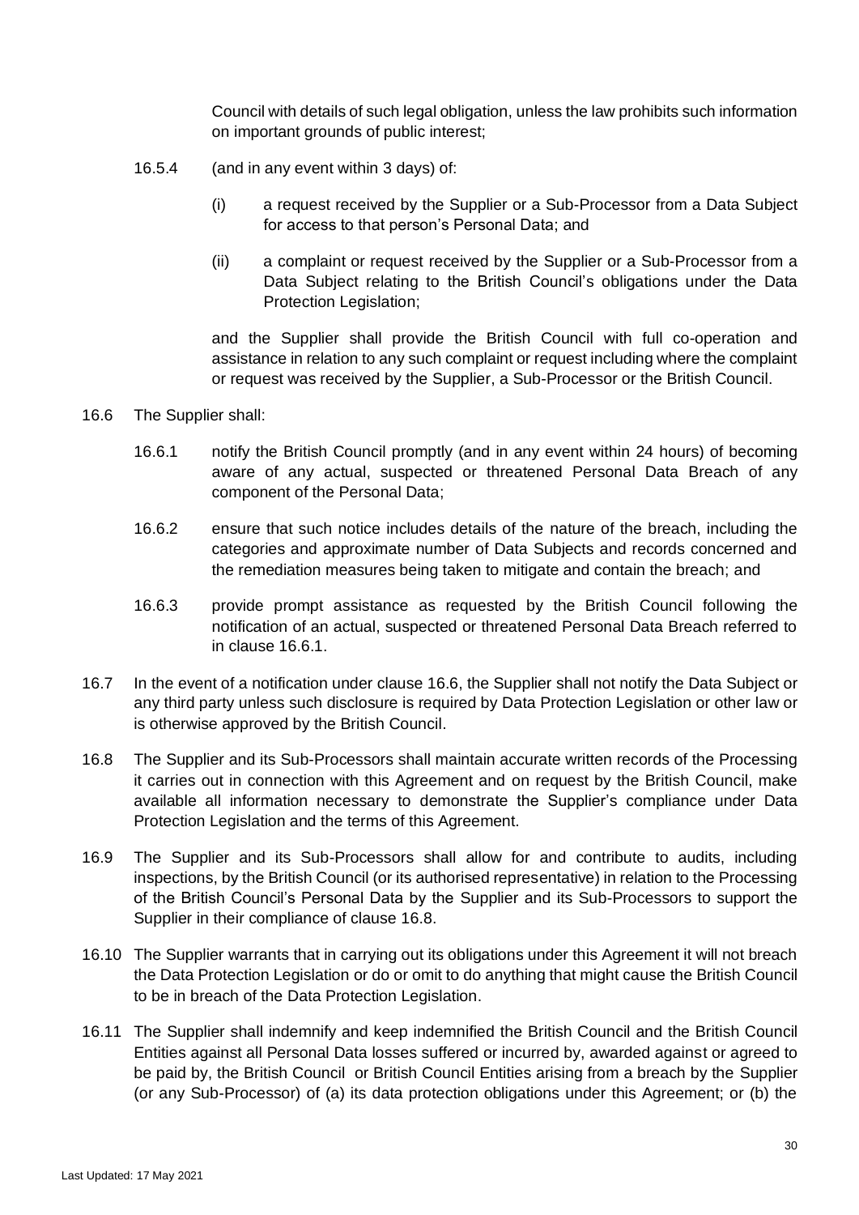Council with details of such legal obligation, unless the law prohibits such information on important grounds of public interest;

16.5.4 (and in any event within 3 days) of:

(i) a request received by the Supplier or a Sub-Processor from a Data Subject for access to that person's Personal Data; and

(ii) a complaint or request received by the Supplier or a Sub-Processor from a Data Subject relating to the British Council's obligations under the Data Protection Legislation;

and the Supplier shall provide the British Council with full co-operation and assistance in relation to any such complaint or request including where the complaint or request was received by the Supplier, a Sub-Processor or the British Council.

16.6 The Supplier shall:

16.6.1 notify the British Council promptly (and in any event within 24 hours) of becoming aware of any actual, suspected or threatened Personal Data Breach of any component of the Personal Data;

16.6.2 ensure that such notice includes details of the nature of the breach, including the categories and approximate number of Data Subjects and records concerned and the remediation measures being taken to mitigate and contain the breach; and

16.6.3 provide prompt assistance as requested by the British Council following the notification of an actual, suspected or threatened Personal Data Breach referred to in clause 16.6.1.

16.7 In the event of a notification under clause 16.6, the Supplier shall not notify the Data Subject or any third party unless such disclosure is required by Data Protection Legislation or other law or is otherwise approved by the British Council.

16.8 The Supplier and its Sub-Processors shall maintain accurate written records of the Processing it carries out in connection with this Agreement and on request by the British Council, make available all information necessary to demonstrate the Supplier's compliance under Data Protection Legislation and the terms of this Agreement.

16.9 The Supplier and its Sub-Processors shall allow for and contribute to audits, including inspections, by the British Council (or its authorised representative) in relation to the Processing of the British Council's Personal Data by the Supplier and its Sub-Processors to support the Supplier in their compliance of clause 16.8.

16.10 The Supplier warrants that in carrying out its obligations under this Agreement it will not breach the Data Protection Legislation or do or omit to do anything that might cause the British Council to be in breach of the Data Protection Legislation.

16.11 The Supplier shall indemnify and keep indemnified the British Council and the British Council Entities against all Personal Data losses suffered or incurred by, awarded against or agreed to be paid by, the British Council or British Council Entities arising from a breach by the Supplier (or any Sub-Processor) of (a) its data protection obligations under this Agreement; or (b) the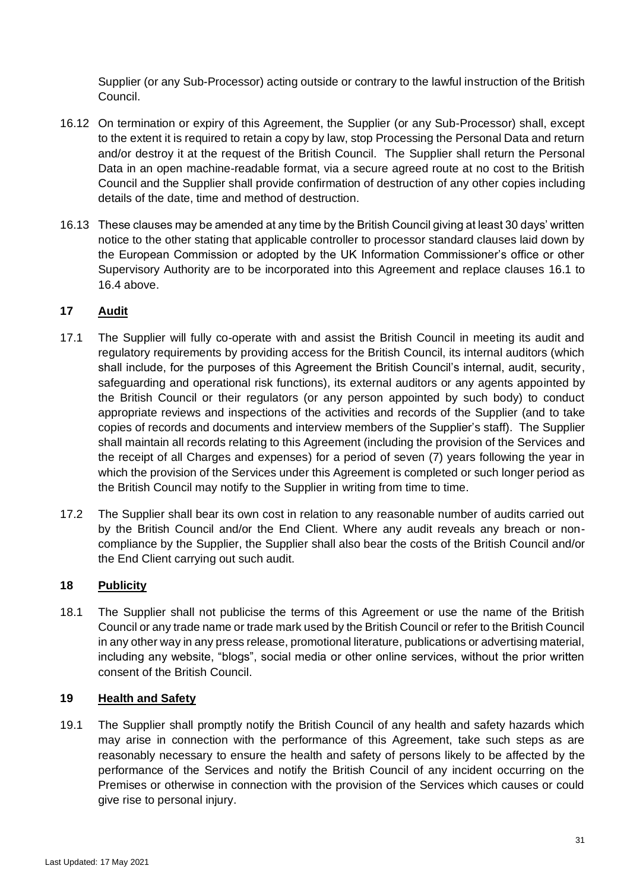Supplier (or any Sub-Processor) acting outside or contrary to the lawful instruction of the British Council.

16.12 On termination or expiry of this Agreement, the Supplier (or any Sub-Processor) shall, except to the extent it is required to retain a copy by law, stop Processing the Personal Data and return and/or destroy it at the request of the British Council. The Supplier shall return the Personal Data in an open machine-readable format, via a secure agreed route at no cost to the British Council and the Supplier shall provide confirmation of destruction of any other copies including details of the date, time and method of destruction.

16.13 These clauses may be amended at any time by the British Council giving at least 30 days' written notice to the other stating that applicable controller to processor standard clauses laid down by the European Commission or adopted by the UK Information Commissioner's office or other Supervisory Authority are to be incorporated into this Agreement and replace clauses 16.1 to 16.4 above.

## 17 Audit

17.1 The Supplier will fully co-operate with and assist the British Council in meeting its audit and regulatory requirements by providing access for the British Council, its internal auditors (which shall include, for the purposes of this Agreement the British Council's internal, audit, security, safeguarding and operational risk functions), its external auditors or any agents appointed by the British Council or their regulators (or any person appointed by such body) to conduct appropriate reviews and inspections of the activities and records of the Supplier (and to take copies of records and documents and interview members of the Supplier's staff). The Supplier shall maintain all records relating to this Agreement (including the provision of the Services and the receipt of all Charges and expenses) for a period of seven (7) years following the year in which the provision of the Services under this Agreement is completed or such longer period as the British Council may notify to the Supplier in writing from time to time.

17.2 The Supplier shall bear its own cost in relation to any reasonable number of audits carried out by the British Council and/or the End Client. Where any audit reveals any breach or non-compliance by the Supplier, the Supplier shall also bear the costs of the British Council and/or the End Client carrying out such audit.

## 18 Publicity

18.1 The Supplier shall not publicise the terms of this Agreement or use the name of the British Council or any trade name or trade mark used by the British Council or refer to the British Council in any other way in any press release, promotional literature, publications or advertising material, including any website, "blogs", social media or other online services, without the prior written consent of the British Council.

## 19 Health and Safety

19.1 The Supplier shall promptly notify the British Council of any health and safety hazards which may arise in connection with the performance of this Agreement, take such steps as are reasonably necessary to ensure the health and safety of persons likely to be affected by the performance of the Services and notify the British Council of any incident occurring on the Premises or otherwise in connection with the provision of the Services which causes or could give rise to personal injury.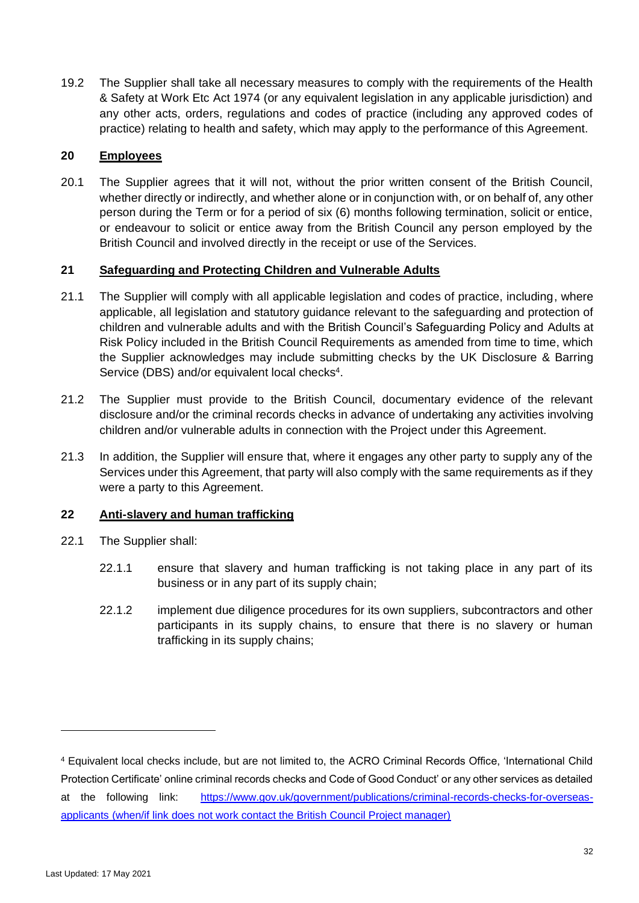19.2 The Supplier shall take all necessary measures to comply with the requirements of the Health & Safety at Work Etc Act 1974 (or any equivalent legislation in any applicable jurisdiction) and any other acts, orders, regulations and codes of practice (including any approved codes of practice) relating to health and safety, which may apply to the performance of this Agreement.

## 20 Employees

20.1 The Supplier agrees that it will not, without the prior written consent of the British Council, whether directly or indirectly, and whether alone or in conjunction with, or on behalf of, any other person during the Term or for a period of six (6) months following termination, solicit or entice, or endeavour to solicit or entice away from the British Council any person employed by the British Council and involved directly in the receipt or use of the Services.

## 21 Safeguarding and Protecting Children and Vulnerable Adults

21.1 The Supplier will comply with all applicable legislation and codes of practice, including, where applicable, all legislation and statutory guidance relevant to the safeguarding and protection of children and vulnerable adults and with the British Council's Safeguarding Policy and Adults at Risk Policy included in the British Council Requirements as amended from time to time, which the Supplier acknowledges may include submitting checks by the UK Disclosure & Barring Service (DBS) and/or equivalent local checks[4].

21.2 The Supplier must provide to the British Council, documentary evidence of the relevant disclosure and/or the criminal records checks in advance of undertaking any activities involving children and/or vulnerable adults in connection with the Project under this Agreement.

21.3 In addition, the Supplier will ensure that, where it engages any other party to supply any of the Services under this Agreement, that party will also comply with the same requirements as if they were a party to this Agreement.

## 22 Anti-slavery and human trafficking

22.1 The Supplier shall:

- 22.1.1 ensure that slavery and human trafficking is not taking place in any part of its business or in any part of its supply chain;
- 22.1.2 implement due diligence procedures for its own suppliers, subcontractors and other participants in its supply chains, to ensure that there is no slavery or human trafficking in its supply chains;

---

[4] Equivalent local checks include, but are not limited to, the ACRO Criminal Records Office, 'International Child Protection Certificate' online criminal records checks and Code of Good Conduct' or any other services as detailed at the following link: [https://www.gov.uk/government/publications/criminal-records-checks-for-overseas-applicants (when/if link does not work contact the British Council Project manager)](https://www.gov.uk/government/publications/criminal-records-checks-for-overseas-applicants)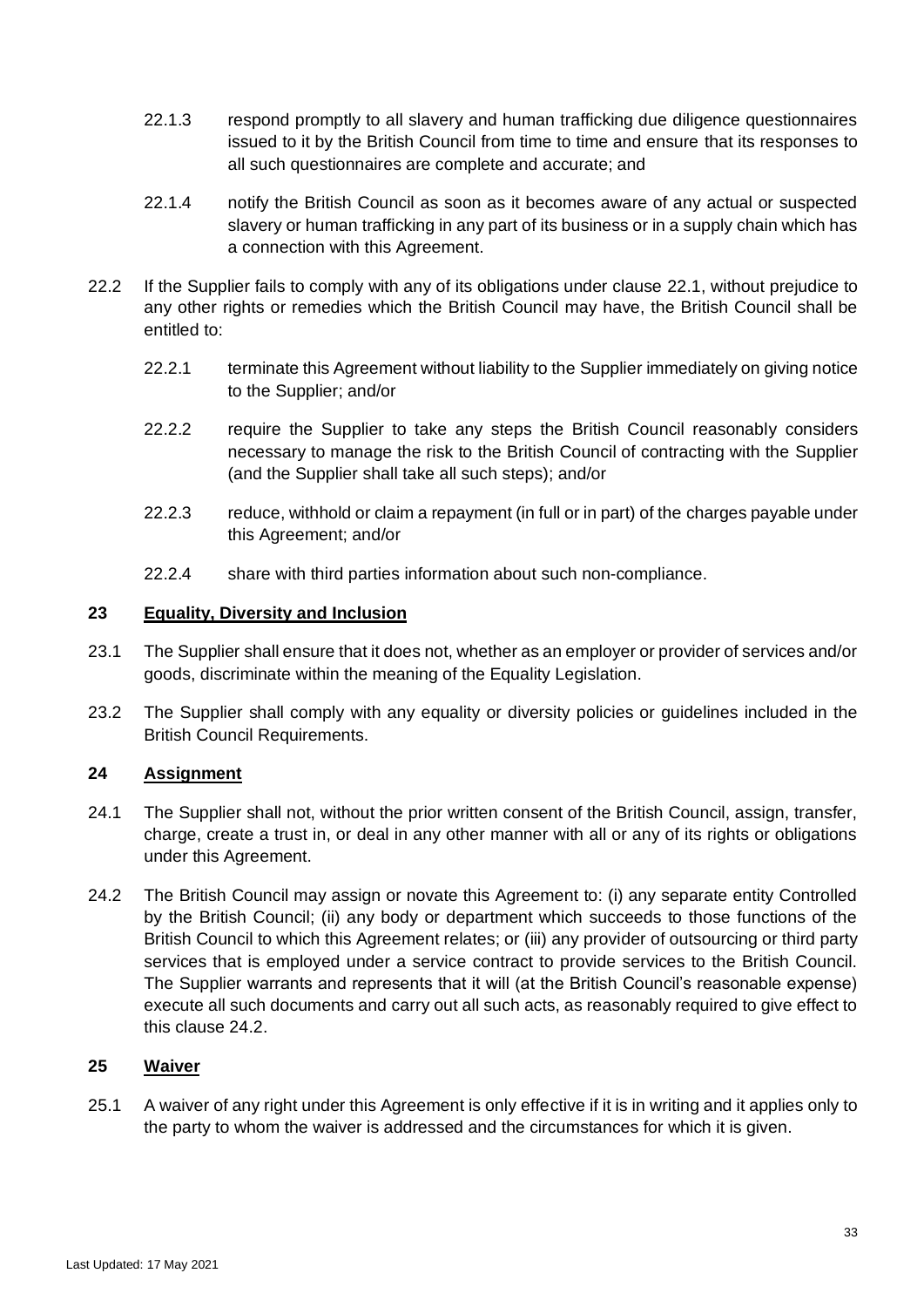22.1.3 respond promptly to all slavery and human trafficking due diligence questionnaires issued to it by the British Council from time to time and ensure that its responses to all such questionnaires are complete and accurate; and

22.1.4 notify the British Council as soon as it becomes aware of any actual or suspected slavery or human trafficking in any part of its business or in a supply chain which has a connection with this Agreement.

22.2 If the Supplier fails to comply with any of its obligations under clause 22.1, without prejudice to any other rights or remedies which the British Council may have, the British Council shall be entitled to:

22.2.1 terminate this Agreement without liability to the Supplier immediately on giving notice to the Supplier; and/or

22.2.2 require the Supplier to take any steps the British Council reasonably considers necessary to manage the risk to the British Council of contracting with the Supplier (and the Supplier shall take all such steps); and/or

22.2.3 reduce, withhold or claim a repayment (in full or in part) of the charges payable under this Agreement; and/or

22.2.4 share with third parties information about such non-compliance.

## 23 Equality, Diversity and Inclusion

23.1 The Supplier shall ensure that it does not, whether as an employer or provider of services and/or goods, discriminate within the meaning of the Equality Legislation.

23.2 The Supplier shall comply with any equality or diversity policies or guidelines included in the British Council Requirements.

## 24 Assignment

24.1 The Supplier shall not, without the prior written consent of the British Council, assign, transfer, charge, create a trust in, or deal in any other manner with all or any of its rights or obligations under this Agreement.

24.2 The British Council may assign or novate this Agreement to: (i) any separate entity Controlled by the British Council; (ii) any body or department which succeeds to those functions of the British Council to which this Agreement relates; or (iii) any provider of outsourcing or third party services that is employed under a service contract to provide services to the British Council. The Supplier warrants and represents that it will (at the British Council's reasonable expense) execute all such documents and carry out all such acts, as reasonably required to give effect to this clause 24.2.

## 25 Waiver

25.1 A waiver of any right under this Agreement is only effective if it is in writing and it applies only to the party to whom the waiver is addressed and the circumstances for which it is given.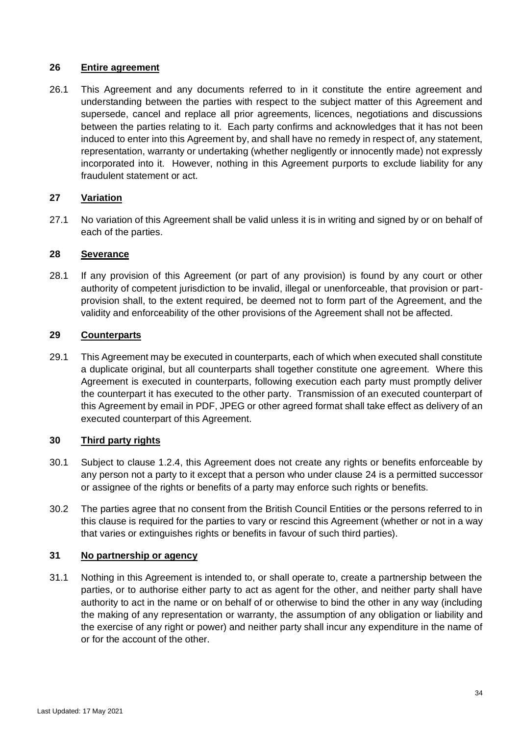## 26 Entire agreement

26.1 This Agreement and any documents referred to in it constitute the entire agreement and understanding between the parties with respect to the subject matter of this Agreement and supersede, cancel and replace all prior agreements, licences, negotiations and discussions between the parties relating to it. Each party confirms and acknowledges that it has not been induced to enter into this Agreement by, and shall have no remedy in respect of, any statement, representation, warranty or undertaking (whether negligently or innocently made) not expressly incorporated into it. However, nothing in this Agreement purports to exclude liability for any fraudulent statement or act.

## 27 Variation

27.1 No variation of this Agreement shall be valid unless it is in writing and signed by or on behalf of each of the parties.

## 28 Severance

28.1 If any provision of this Agreement (or part of any provision) is found by any court or other authority of competent jurisdiction to be invalid, illegal or unenforceable, that provision or part-provision shall, to the extent required, be deemed not to form part of the Agreement, and the validity and enforceability of the other provisions of the Agreement shall not be affected.

## 29 Counterparts

29.1 This Agreement may be executed in counterparts, each of which when executed shall constitute a duplicate original, but all counterparts shall together constitute one agreement. Where this Agreement is executed in counterparts, following execution each party must promptly deliver the counterpart it has executed to the other party. Transmission of an executed counterpart of this Agreement by email in PDF, JPEG or other agreed format shall take effect as delivery of an executed counterpart of this Agreement.

## 30 Third party rights

30.1 Subject to clause 1.2.4, this Agreement does not create any rights or benefits enforceable by any person not a party to it except that a person who under clause 24 is a permitted successor or assignee of the rights or benefits of a party may enforce such rights or benefits.

30.2 The parties agree that no consent from the British Council Entities or the persons referred to in this clause is required for the parties to vary or rescind this Agreement (whether or not in a way that varies or extinguishes rights or benefits in favour of such third parties).

## 31 No partnership or agency

31.1 Nothing in this Agreement is intended to, or shall operate to, create a partnership between the parties, or to authorise either party to act as agent for the other, and neither party shall have authority to act in the name or on behalf of or otherwise to bind the other in any way (including the making of any representation or warranty, the assumption of any obligation or liability and the exercise of any right or power) and neither party shall incur any expenditure in the name of or for the account of the other.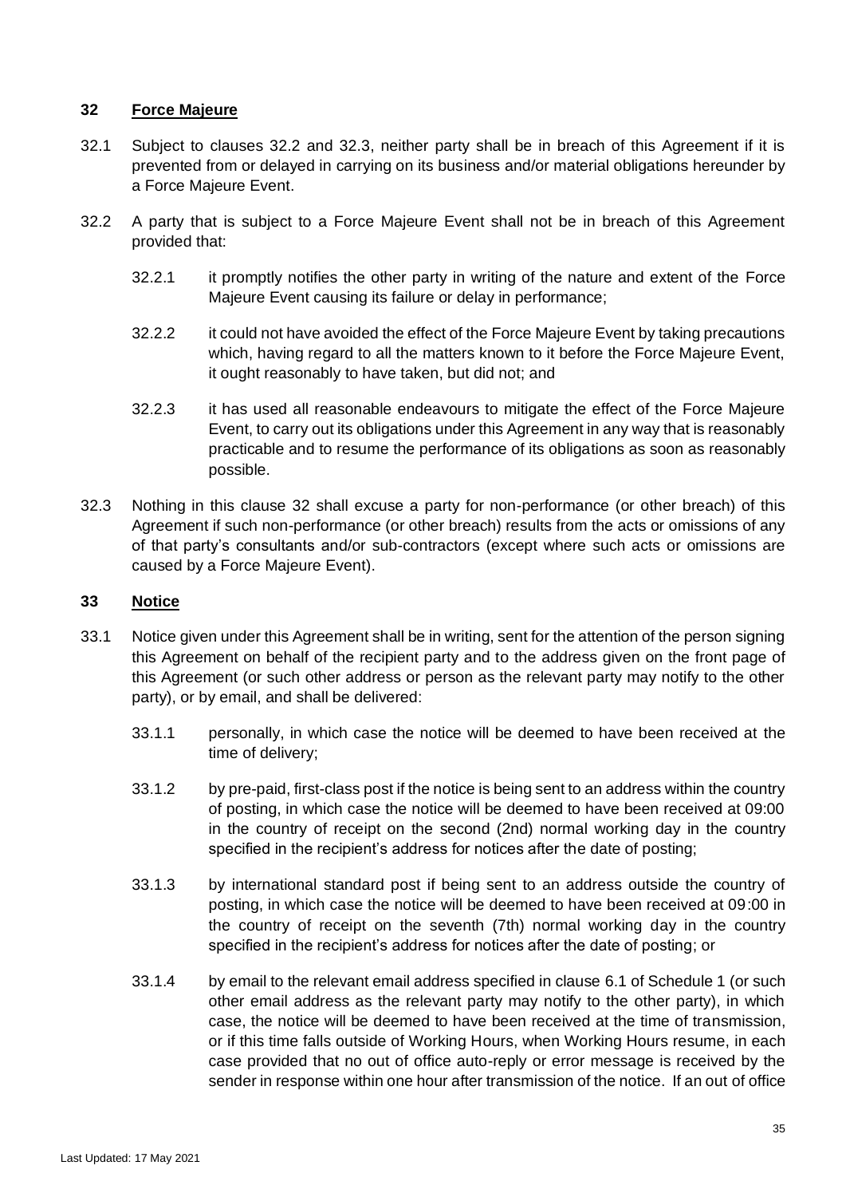## 32 Force Majeure

32.1 Subject to clauses 32.2 and 32.3, neither party shall be in breach of this Agreement if it is prevented from or delayed in carrying on its business and/or material obligations hereunder by a Force Majeure Event.

32.2 A party that is subject to a Force Majeure Event shall not be in breach of this Agreement provided that:

32.2.1 it promptly notifies the other party in writing of the nature and extent of the Force Majeure Event causing its failure or delay in performance;

32.2.2 it could not have avoided the effect of the Force Majeure Event by taking precautions which, having regard to all the matters known to it before the Force Majeure Event, it ought reasonably to have taken, but did not; and

32.2.3 it has used all reasonable endeavours to mitigate the effect of the Force Majeure Event, to carry out its obligations under this Agreement in any way that is reasonably practicable and to resume the performance of its obligations as soon as reasonably possible.

32.3 Nothing in this clause 32 shall excuse a party for non-performance (or other breach) of this Agreement if such non-performance (or other breach) results from the acts or omissions of any of that party's consultants and/or sub-contractors (except where such acts or omissions are caused by a Force Majeure Event).

## 33 Notice

33.1 Notice given under this Agreement shall be in writing, sent for the attention of the person signing this Agreement on behalf of the recipient party and to the address given on the front page of this Agreement (or such other address or person as the relevant party may notify to the other party), or by email, and shall be delivered:

33.1.1 personally, in which case the notice will be deemed to have been received at the time of delivery;

33.1.2 by pre-paid, first-class post if the notice is being sent to an address within the country of posting, in which case the notice will be deemed to have been received at 09:00 in the country of receipt on the second (2nd) normal working day in the country specified in the recipient's address for notices after the date of posting;

33.1.3 by international standard post if being sent to an address outside the country of posting, in which case the notice will be deemed to have been received at 09:00 in the country of receipt on the seventh (7th) normal working day in the country specified in the recipient's address for notices after the date of posting; or

33.1.4 by email to the relevant email address specified in clause 6.1 of Schedule 1 (or such other email address as the relevant party may notify to the other party), in which case, the notice will be deemed to have been received at the time of transmission, or if this time falls outside of Working Hours, when Working Hours resume, in each case provided that no out of office auto-reply or error message is received by the sender in response within one hour after transmission of the notice. If an out of office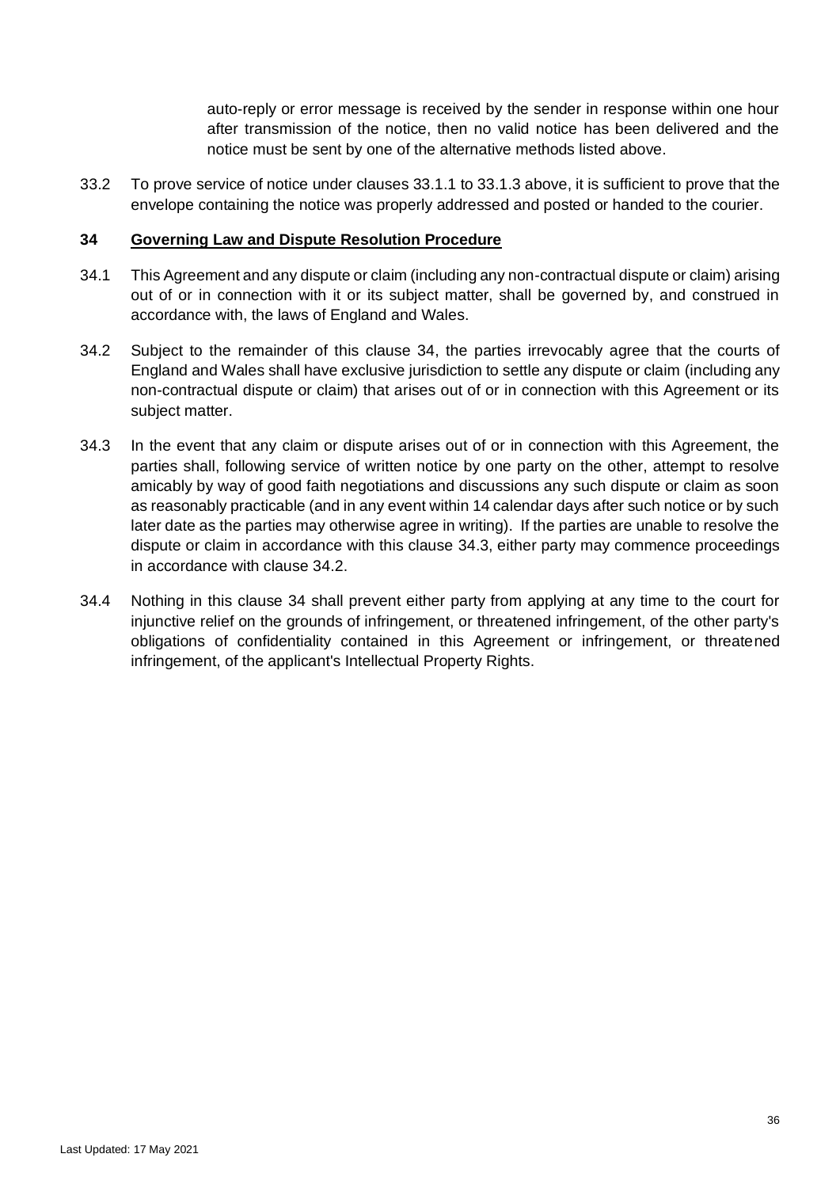auto-reply or error message is received by the sender in response within one hour after transmission of the notice, then no valid notice has been delivered and the notice must be sent by one of the alternative methods listed above.

33.2 To prove service of notice under clauses 33.1.1 to 33.1.3 above, it is sufficient to prove that the envelope containing the notice was properly addressed and posted or handed to the courier.

## 34 Governing Law and Dispute Resolution Procedure

34.1 This Agreement and any dispute or claim (including any non-contractual dispute or claim) arising out of or in connection with it or its subject matter, shall be governed by, and construed in accordance with, the laws of England and Wales.

34.2 Subject to the remainder of this clause 34, the parties irrevocably agree that the courts of England and Wales shall have exclusive jurisdiction to settle any dispute or claim (including any non-contractual dispute or claim) that arises out of or in connection with this Agreement or its subject matter.

34.3 In the event that any claim or dispute arises out of or in connection with this Agreement, the parties shall, following service of written notice by one party on the other, attempt to resolve amicably by way of good faith negotiations and discussions any such dispute or claim as soon as reasonably practicable (and in any event within 14 calendar days after such notice or by such later date as the parties may otherwise agree in writing). If the parties are unable to resolve the dispute or claim in accordance with this clause 34.3, either party may commence proceedings in accordance with clause 34.2.

34.4 Nothing in this clause 34 shall prevent either party from applying at any time to the court for injunctive relief on the grounds of infringement, or threatened infringement, of the other party's obligations of confidentiality contained in this Agreement or infringement, or threatened infringement, of the applicant's Intellectual Property Rights.

Last Updated: 17 May 2021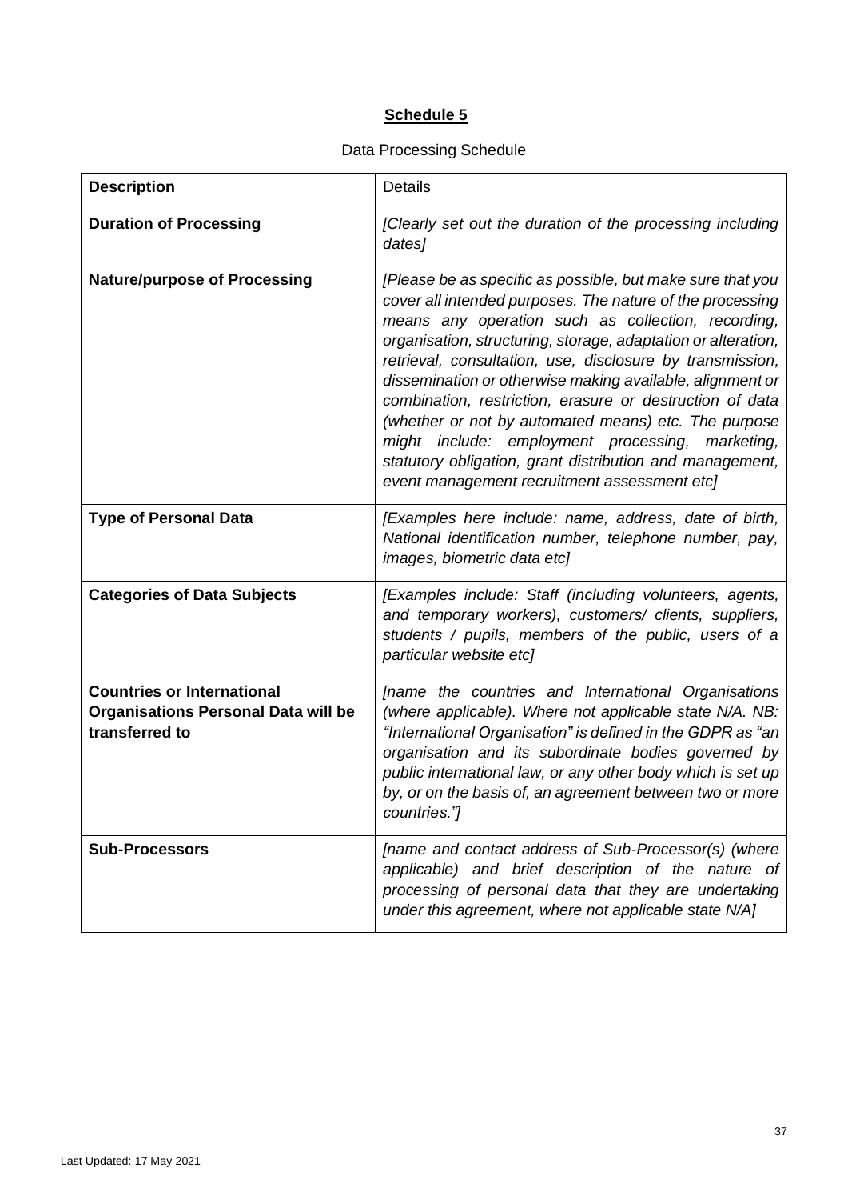**Schedule 5**

Data Processing Schedule

| **Description** | Details |
|---|---|
| **Duration of Processing** | *[Clearly set out the duration of the processing including dates]* |
| **Nature/purpose of Processing** | *[Please be as specific as possible, but make sure that you cover all intended purposes. The nature of the processing means any operation such as collection, recording, organisation, structuring, storage, adaptation or alteration, retrieval, consultation, use, disclosure by transmission, dissemination or otherwise making available, alignment or combination, restriction, erasure or destruction of data (whether or not by automated means) etc. The purpose might include: employment processing, marketing, statutory obligation, grant distribution and management, event management recruitment assessment etc]* |
| **Type of Personal Data** | *[Examples here include: name, address, date of birth, National identification number, telephone number, pay, images, biometric data etc]* |
| **Categories of Data Subjects** | *[Examples include: Staff (including volunteers, agents, and temporary workers), customers/ clients, suppliers, students / pupils, members of the public, users of a particular website etc]* |
| **Countries or International Organisations Personal Data will be transferred to** | *[name the countries and International Organisations (where applicable). Where not applicable state N/A. NB: "International Organisation" is defined in the GDPR as "an organisation and its subordinate bodies governed by public international law, or any other body which is set up by, or on the basis of, an agreement between two or more countries."]* |
| **Sub-Processors** | *[name and contact address of Sub-Processor(s) (where applicable) and brief description of the nature of processing of personal data that they are undertaking under this agreement, where not applicable state N/A]* |

Last Updated: 17 May 2021